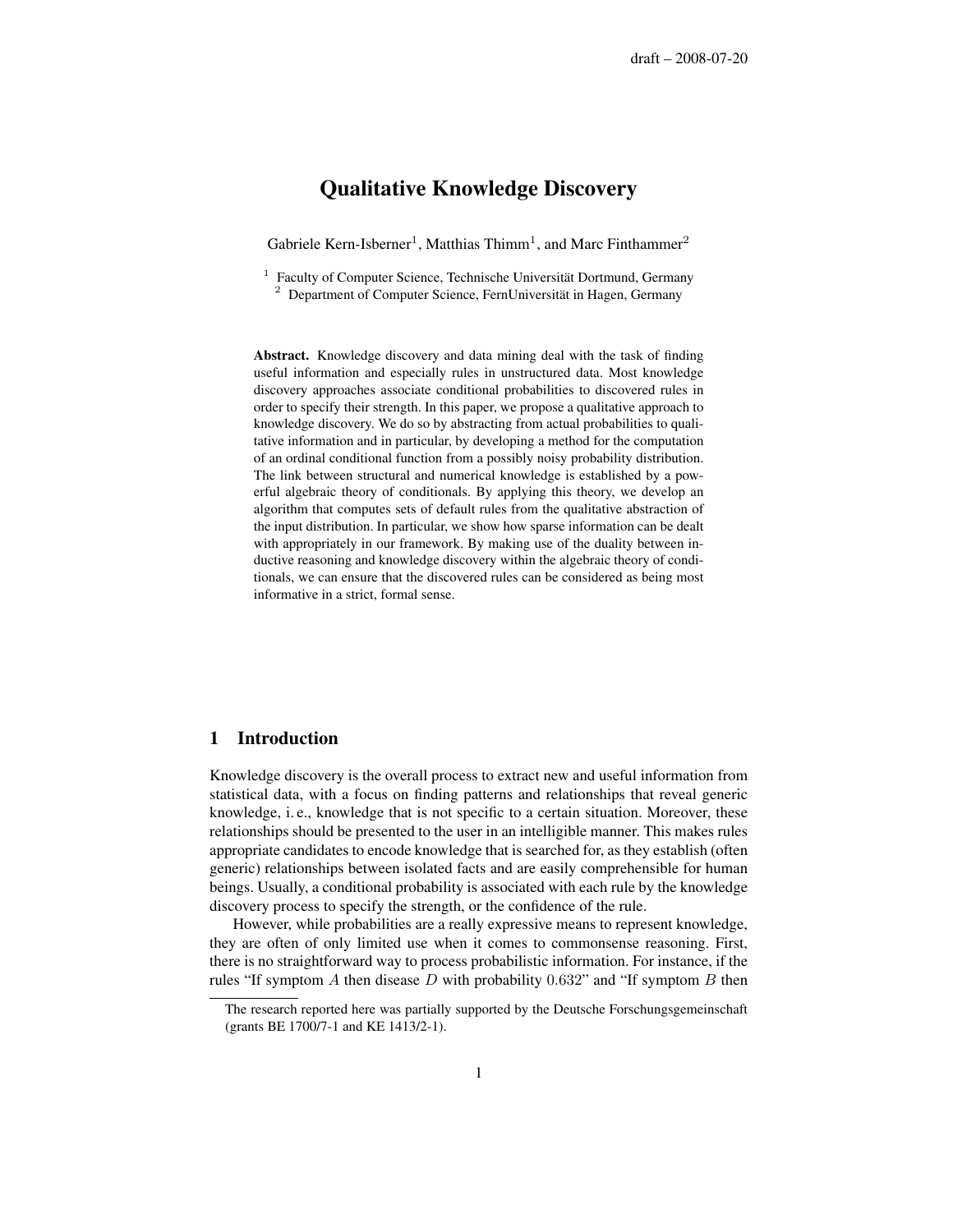draft – 2008-07-20

# Qualitative Knowledge Discovery

Gabriele Kern-Isberner[1], Matthias Thimm[1], and Marc Finthammer[2]

[1] Faculty of Computer Science, Technische Universität Dortmund, Germany
[2] Department of Computer Science, FernUniversität in Hagen, Germany

**Abstract.** Knowledge discovery and data mining deal with the task of finding useful information and especially rules in unstructured data. Most knowledge discovery approaches associate conditional probabilities to discovered rules in order to specify their strength. In this paper, we propose a qualitative approach to knowledge discovery. We do so by abstracting from actual probabilities to qualitative information and in particular, by developing a method for the computation of an ordinal conditional function from a possibly noisy probability distribution. The link between structural and numerical knowledge is established by a powerful algebraic theory of conditionals. By applying this theory, we develop an algorithm that computes sets of default rules from the qualitative abstraction of the input distribution. In particular, we show how sparse information can be dealt with appropriately in our framework. By making use of the duality between inductive reasoning and knowledge discovery within the algebraic theory of conditionals, we can ensure that the discovered rules can be considered as being most informative in a strict, formal sense.

## 1 Introduction

Knowledge discovery is the overall process to extract new and useful information from statistical data, with a focus on finding patterns and relationships that reveal generic knowledge, i. e., knowledge that is not specific to a certain situation. Moreover, these relationships should be presented to the user in an intelligible manner. This makes rules appropriate candidates to encode knowledge that is searched for, as they establish (often generic) relationships between isolated facts and are easily comprehensible for human beings. Usually, a conditional probability is associated with each rule by the knowledge discovery process to specify the strength, or the confidence of the rule.

However, while probabilities are a really expressive means to represent knowledge, they are often of only limited use when it comes to commonsense reasoning. First, there is no straightforward way to process probabilistic information. For instance, if the rules "If symptom $A$ then disease $D$ with probability $0.632$" and "If symptom $B$ then

The research reported here was partially supported by the Deutsche Forschungsgemeinschaft (grants BE 1700/7-1 and KE 1413/2-1).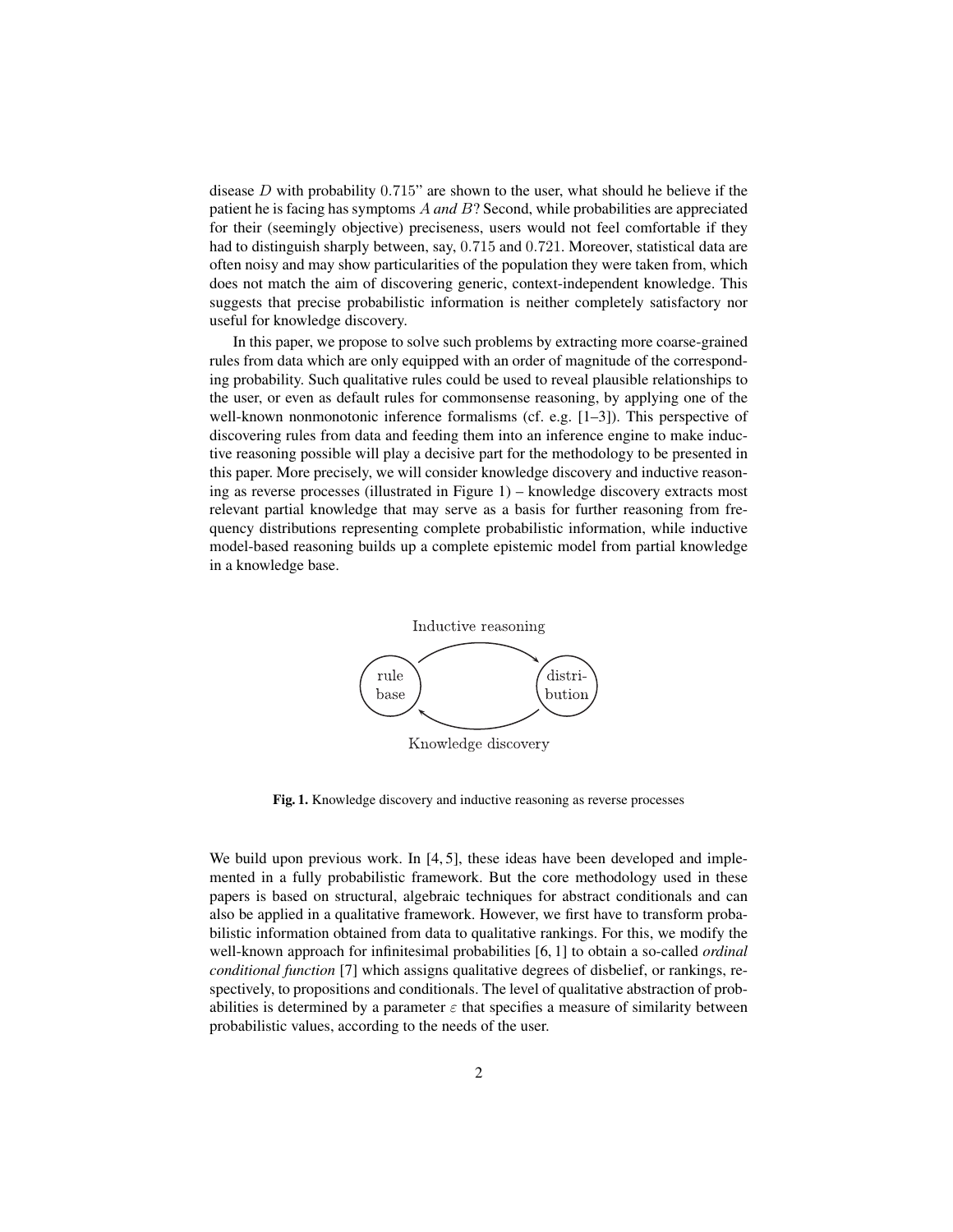disease $D$ with probability $0.715$" are shown to the user, what should he believe if the patient he is facing has symptoms $A$ *and* $B$? Second, while probabilities are appreciated for their (seemingly objective) preciseness, users would not feel comfortable if they had to distinguish sharply between, say, $0.715$ and $0.721$. Moreover, statistical data are often noisy and may show particularities of the population they were taken from, which does not match the aim of discovering generic, context-independent knowledge. This suggests that precise probabilistic information is neither completely satisfactory nor useful for knowledge discovery.

In this paper, we propose to solve such problems by extracting more coarse-grained rules from data which are only equipped with an order of magnitude of the corresponding probability. Such qualitative rules could be used to reveal plausible relationships to the user, or even as default rules for commonsense reasoning, by applying one of the well-known nonmonotonic inference formalisms (cf. e.g. [1–3]). This perspective of discovering rules from data and feeding them into an inference engine to make inductive reasoning possible will play a decisive part for the methodology to be presented in this paper. More precisely, we will consider knowledge discovery and inductive reasoning as reverse processes (illustrated in Figure 1) – knowledge discovery extracts most relevant partial knowledge that may serve as a basis for further reasoning from frequency distributions representing complete probabilistic information, while inductive model-based reasoning builds up a complete epistemic model from partial knowledge in a knowledge base.

Inductive reasoning

rule base → distribution

Knowledge discovery

**Fig. 1.** Knowledge discovery and inductive reasoning as reverse processes

We build upon previous work. In [4, 5], these ideas have been developed and implemented in a fully probabilistic framework. But the core methodology used in these papers is based on structural, algebraic techniques for abstract conditionals and can also be applied in a qualitative framework. However, we first have to transform probabilistic information obtained from data to qualitative rankings. For this, we modify the well-known approach for infinitesimal probabilities [6, 1] to obtain a so-called *ordinal conditional function* [7] which assigns qualitative degrees of disbelief, or rankings, respectively, to propositions and conditionals. The level of qualitative abstraction of probabilities is determined by a parameter $\varepsilon$ that specifies a measure of similarity between probabilistic values, according to the needs of the user.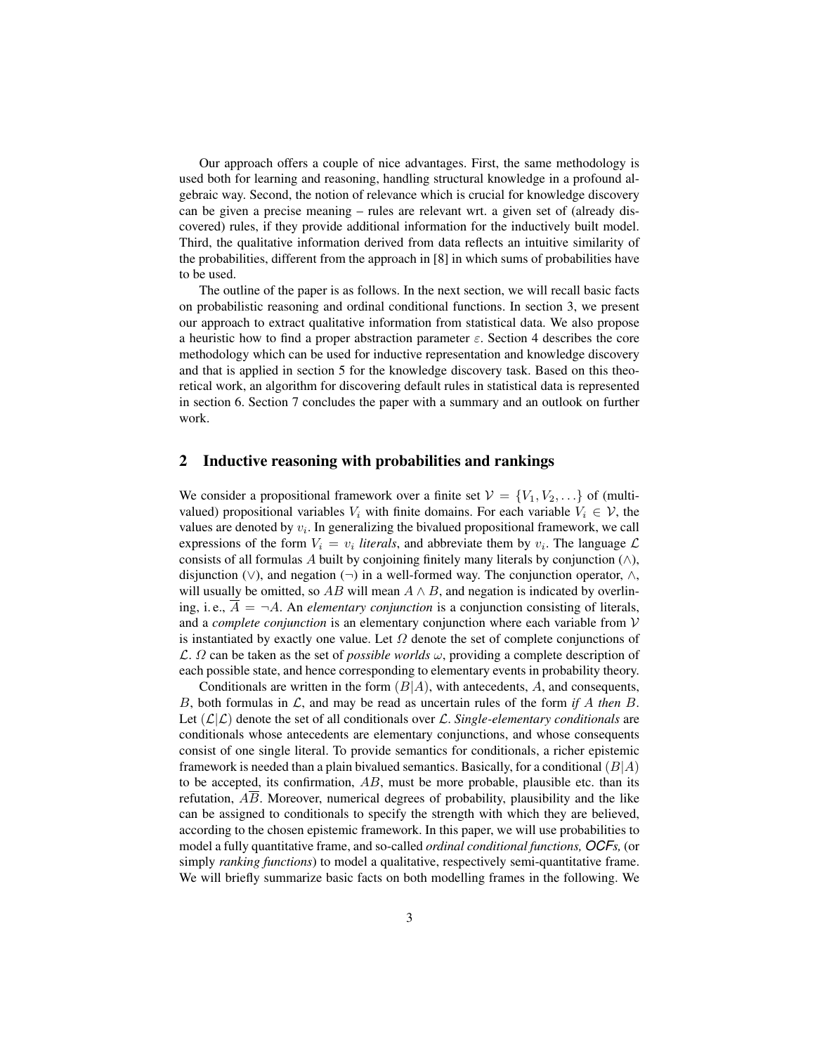Our approach offers a couple of nice advantages. First, the same methodology is used both for learning and reasoning, handling structural knowledge in a profound algebraic way. Second, the notion of relevance which is crucial for knowledge discovery can be given a precise meaning – rules are relevant wrt. a given set of (already discovered) rules, if they provide additional information for the inductively built model. Third, the qualitative information derived from data reflects an intuitive similarity of the probabilities, different from the approach in [8] in which sums of probabilities have to be used.

The outline of the paper is as follows. In the next section, we will recall basic facts on probabilistic reasoning and ordinal conditional functions. In section 3, we present our approach to extract qualitative information from statistical data. We also propose a heuristic how to find a proper abstraction parameter $\varepsilon$. Section 4 describes the core methodology which can be used for inductive representation and knowledge discovery and that is applied in section 5 for the knowledge discovery task. Based on this theoretical work, an algorithm for discovering default rules in statistical data is represented in section 6. Section 7 concludes the paper with a summary and an outlook on further work.

## 2 Inductive reasoning with probabilities and rankings

We consider a propositional framework over a finite set $\mathcal{V} = \{V_1, V_2, \ldots\}$ of (multi-valued) propositional variables $V_i$ with finite domains. For each variable $V_i \in \mathcal{V}$, the values are denoted by $v_i$. In generalizing the bivalued propositional framework, we call expressions of the form $V_i = v_i$ *literals*, and abbreviate them by $v_i$. The language $\mathcal{L}$ consists of all formulas $A$ built by conjoining finitely many literals by conjunction ($\wedge$), disjunction ($\vee$), and negation ($\neg$) in a well-formed way. The conjunction operator, $\wedge$, will usually be omitted, so $AB$ will mean $A \wedge B$, and negation is indicated by overlining, i. e., $\overline{A} = \neg A$. An *elementary conjunction* is a conjunction consisting of literals, and a *complete conjunction* is an elementary conjunction where each variable from $\mathcal{V}$ is instantiated by exactly one value. Let $\Omega$ denote the set of complete conjunctions of $\mathcal{L}$. $\Omega$ can be taken as the set of *possible worlds* $\omega$, providing a complete description of each possible state, and hence corresponding to elementary events in probability theory.

Conditionals are written in the form $(B|A)$, with antecedents, $A$, and consequents, $B$, both formulas in $\mathcal{L}$, and may be read as uncertain rules of the form *if $A$ then $B$*. Let $(\mathcal{L}|\mathcal{L})$ denote the set of all conditionals over $\mathcal{L}$. *Single-elementary conditionals* are conditionals whose antecedents are elementary conjunctions, and whose consequents consist of one single literal. To provide semantics for conditionals, a richer epistemic framework is needed than a plain bivalued semantics. Basically, for a conditional $(B|A)$ to be accepted, its confirmation, $AB$, must be more probable, plausible etc. than its refutation, $A\overline{B}$. Moreover, numerical degrees of probability, plausibility and the like can be assigned to conditionals to specify the strength with which they are believed, according to the chosen epistemic framework. In this paper, we will use probabilities to model a fully quantitative frame, and so-called *ordinal conditional functions, OCFs,* (or simply *ranking functions*) to model a qualitative, respectively semi-quantitative frame. We will briefly summarize basic facts on both modelling frames in the following. We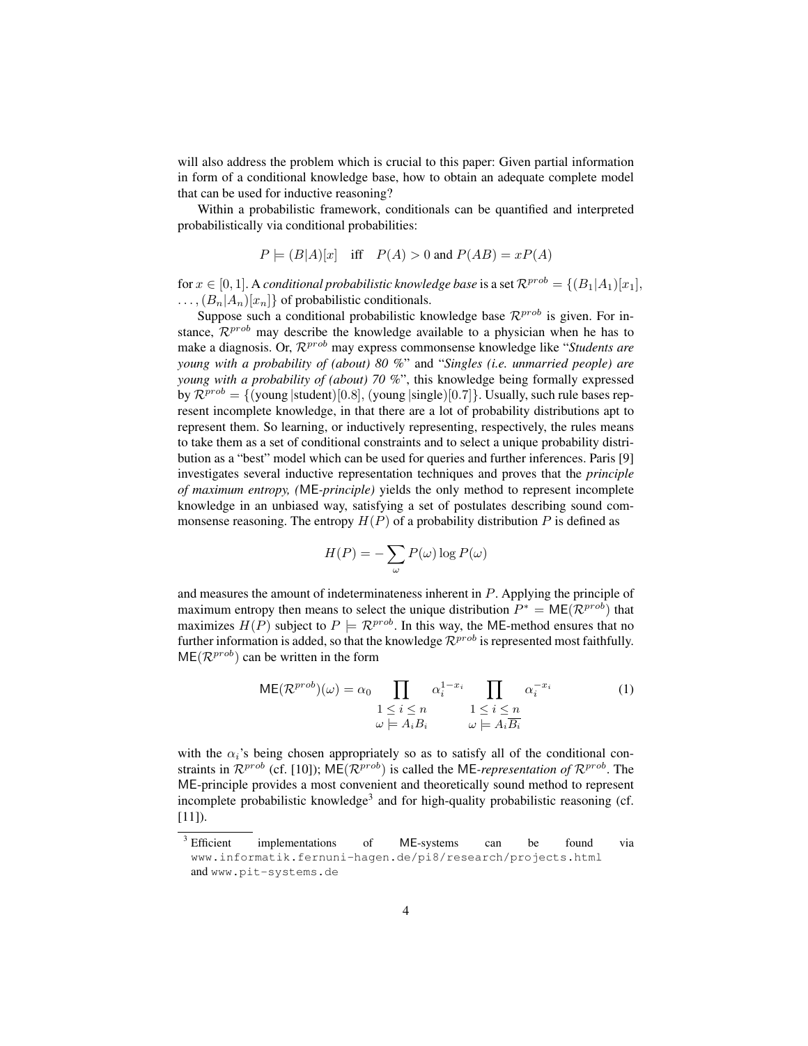will also address the problem which is crucial to this paper: Given partial information in form of a conditional knowledge base, how to obtain an adequate complete model that can be used for inductive reasoning?

Within a probabilistic framework, conditionals can be quantified and interpreted probabilistically via conditional probabilities:

$$P \models (B|A)[x] \quad \text{iff} \quad P(A) > 0 \text{ and } P(AB) = xP(A)$$

for $x \in [0,1]$. A *conditional probabilistic knowledge base* is a set $\mathcal{R}^{prob} = \{(B_1|A_1)[x_1], \ldots, (B_n|A_n)[x_n]\}$ of probabilistic conditionals.

Suppose such a conditional probabilistic knowledge base $\mathcal{R}^{prob}$ is given. For instance, $\mathcal{R}^{prob}$ may describe the knowledge available to a physician when he has to make a diagnosis. Or, $\mathcal{R}^{prob}$ may express commonsense knowledge like "*Students are young with a probability of (about) 80 %*" and "*Singles (i.e. unmarried people) are young with a probability of (about) 70 %*", this knowledge being formally expressed by $\mathcal{R}^{prob} = \{(\text{young}\,|\text{student})[0.8], (\text{young}\,|\text{single})[0.7]\}$. Usually, such rule bases represent incomplete knowledge, in that there are a lot of probability distributions apt to represent them. So learning, or inductively representing, respectively, the rules means to take them as a set of conditional constraints and to select a unique probability distribution as a "best" model which can be used for queries and further inferences. Paris [9] investigates several inductive representation techniques and proves that the *principle of maximum entropy, (*ME*-principle)* yields the only method to represent incomplete knowledge in an unbiased way, satisfying a set of postulates describing sound commonsense reasoning. The entropy $H(P)$ of a probability distribution $P$ is defined as

$$H(P) = -\sum_{\omega} P(\omega) \log P(\omega)$$

and measures the amount of indeterminateness inherent in $P$. Applying the principle of maximum entropy then means to select the unique distribution $P^* = \mathsf{ME}(\mathcal{R}^{prob})$ that maximizes $H(P)$ subject to $P \models \mathcal{R}^{prob}$. In this way, the ME-method ensures that no further information is added, so that the knowledge $\mathcal{R}^{prob}$ is represented most faithfully. $\mathsf{ME}(\mathcal{R}^{prob})$ can be written in the form

$$\mathsf{ME}(\mathcal{R}^{prob})(\omega) = \alpha_0 \prod_{\substack{1 \le i \le n \\ \omega \models A_i B_i}} \alpha_i^{1-x_i} \prod_{\substack{1 \le i \le n \\ \omega \models A_i \overline{B_i}}} \alpha_i^{-x_i} \tag{1}$$

with the $\alpha_i$'s being chosen appropriately so as to satisfy all of the conditional constraints in $\mathcal{R}^{prob}$ (cf. [10]); $\mathsf{ME}(\mathcal{R}^{prob})$ is called the ME*-representation of* $\mathcal{R}^{prob}$. The ME-principle provides a most convenient and theoretically sound method to represent incomplete probabilistic knowledge[3] and for high-quality probabilistic reasoning (cf. [11]).

[3] Efficient implementations of ME-systems can be found via www.informatik.fernuni-hagen.de/pi8/research/projects.html and www.pit-systems.de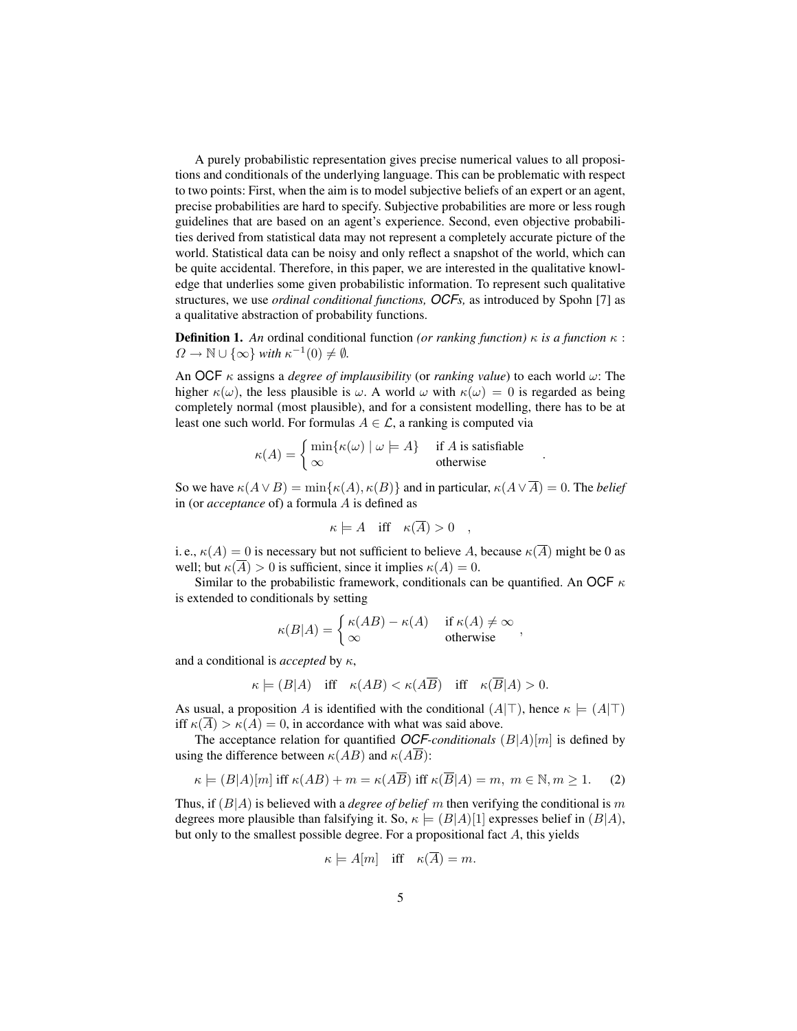A purely probabilistic representation gives precise numerical values to all propositions and conditionals of the underlying language. This can be problematic with respect to two points: First, when the aim is to model subjective beliefs of an expert or an agent, precise probabilities are hard to specify. Subjective probabilities are more or less rough guidelines that are based on an agent's experience. Second, even objective probabilities derived from statistical data may not represent a completely accurate picture of the world. Statistical data can be noisy and only reflect a snapshot of the world, which can be quite accidental. Therefore, in this paper, we are interested in the qualitative knowledge that underlies some given probabilistic information. To represent such qualitative structures, we use *ordinal conditional functions, OCFs,* as introduced by Spohn [7] as a qualitative abstraction of probability functions.

**Definition 1.** *An* ordinal conditional function *(or ranking function)* $\kappa$ *is a function* $\kappa : \Omega \to \mathbb{N} \cup \{\infty\}$ *with* $\kappa^{-1}(0) \neq \emptyset$*.*

An OCF $\kappa$ assigns a *degree of implausibility* (or *ranking value*) to each world $\omega$: The higher $\kappa(\omega)$, the less plausible is $\omega$. A world $\omega$ with $\kappa(\omega) = 0$ is regarded as being completely normal (most plausible), and for a consistent modelling, there has to be at least one such world. For formulas $A \in \mathcal{L}$, a ranking is computed via

$$\kappa(A) = \begin{cases} \min\{\kappa(\omega) \mid \omega \models A\} & \text{if } A \text{ is satisfiable} \\ \infty & \text{otherwise} \end{cases} .$$

So we have $\kappa(A \vee B) = \min\{\kappa(A), \kappa(B)\}$ and in particular, $\kappa(A \vee \overline{A}) = 0$. The *belief* in (or *acceptance* of) a formula $A$ is defined as

$$\kappa \models A \quad \text{iff} \quad \kappa(\overline{A}) > 0 \quad ,$$

i. e., $\kappa(A) = 0$ is necessary but not sufficient to believe $A$, because $\kappa(\overline{A})$ might be 0 as well; but $\kappa(\overline{A}) > 0$ is sufficient, since it implies $\kappa(A) = 0$.

Similar to the probabilistic framework, conditionals can be quantified. An OCF $\kappa$ is extended to conditionals by setting

$$\kappa(B|A) = \begin{cases} \kappa(AB) - \kappa(A) & \text{if } \kappa(A) \neq \infty \\ \infty & \text{otherwise} \end{cases} ,$$

and a conditional is *accepted* by $\kappa$,

$$\kappa \models (B|A) \quad \text{iff} \quad \kappa(AB) < \kappa(A\overline{B}) \quad \text{iff} \quad \kappa(\overline{B}|A) > 0.$$

As usual, a proposition $A$ is identified with the conditional $(A|\top)$, hence $\kappa \models (A|\top)$ iff $\kappa(\overline{A}) > \kappa(A) = 0$, in accordance with what was said above.

The acceptance relation for quantified *OCF-conditionals* $(B|A)[m]$ is defined by using the difference between $\kappa(AB)$ and $\kappa(A\overline{B})$:

$$\kappa \models (B|A)[m] \text{ iff } \kappa(AB) + m = \kappa(A\overline{B}) \text{ iff } \kappa(\overline{B}|A) = m,\ m \in \mathbb{N}, m \geq 1. \quad (2)$$

Thus, if $(B|A)$ is believed with a *degree of belief* $m$ then verifying the conditional is $m$ degrees more plausible than falsifying it. So, $\kappa \models (B|A)[1]$ expresses belief in $(B|A)$, but only to the smallest possible degree. For a propositional fact $A$, this yields

$$\kappa \models A[m] \quad \text{iff} \quad \kappa(\overline{A}) = m.$$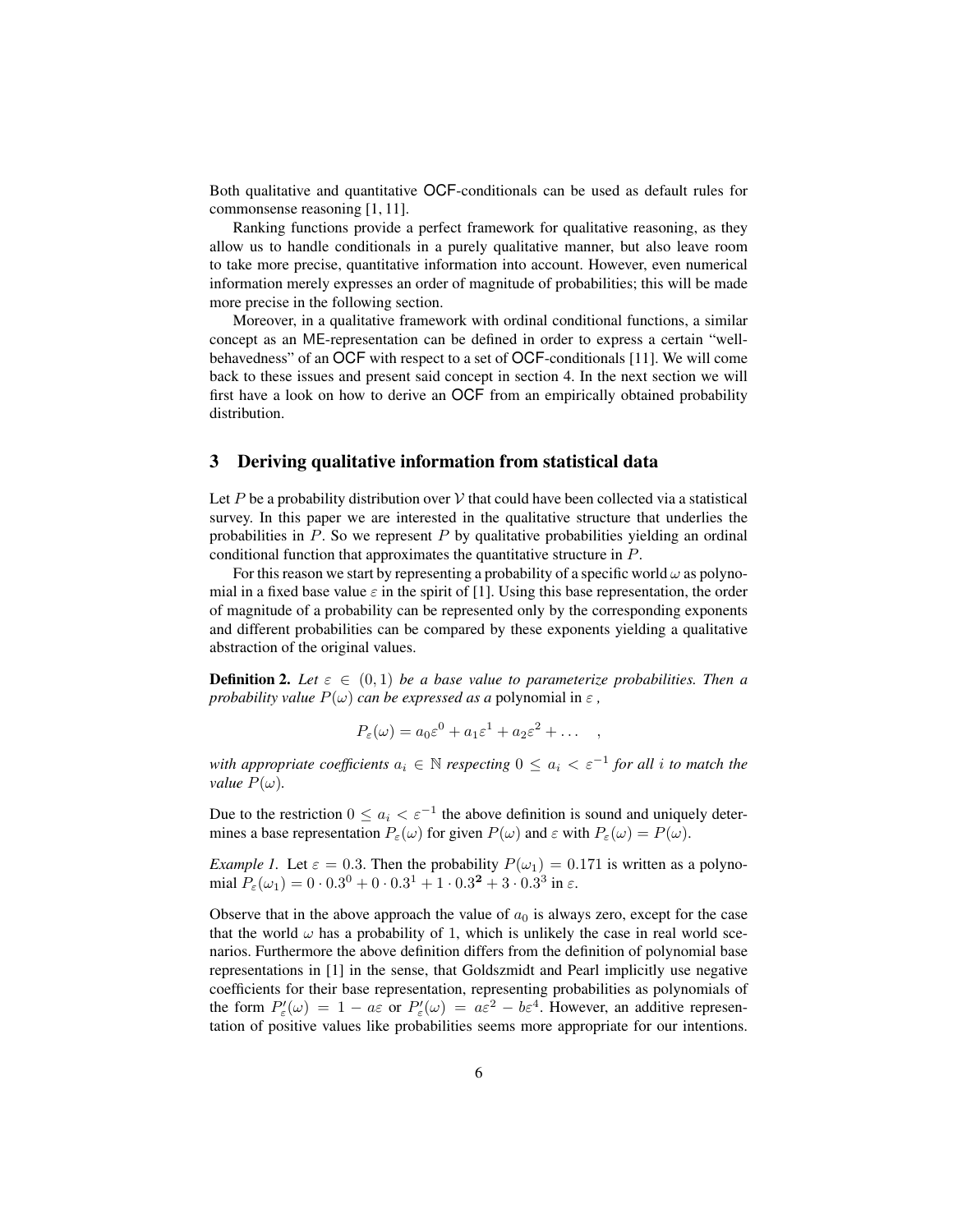Both qualitative and quantitative OCF-conditionals can be used as default rules for commonsense reasoning [1, 11].

Ranking functions provide a perfect framework for qualitative reasoning, as they allow us to handle conditionals in a purely qualitative manner, but also leave room to take more precise, quantitative information into account. However, even numerical information merely expresses an order of magnitude of probabilities; this will be made more precise in the following section.

Moreover, in a qualitative framework with ordinal conditional functions, a similar concept as an ME-representation can be defined in order to express a certain "well-behavedness" of an OCF with respect to a set of OCF-conditionals [11]. We will come back to these issues and present said concept in section 4. In the next section we will first have a look on how to derive an OCF from an empirically obtained probability distribution.

## 3 Deriving qualitative information from statistical data

Let $P$ be a probability distribution over $\mathcal{V}$ that could have been collected via a statistical survey. In this paper we are interested in the qualitative structure that underlies the probabilities in $P$. So we represent $P$ by qualitative probabilities yielding an ordinal conditional function that approximates the quantitative structure in $P$.

For this reason we start by representing a probability of a specific world $\omega$ as polynomial in a fixed base value $\varepsilon$ in the spirit of [1]. Using this base representation, the order of magnitude of a probability can be represented only by the corresponding exponents and different probabilities can be compared by these exponents yielding a qualitative abstraction of the original values.

**Definition 2.** *Let $\varepsilon \in (0,1)$ be a base value to parameterize probabilities. Then a probability value $P(\omega)$ can be expressed as a* polynomial in $\varepsilon$ *,*

$$P_\varepsilon(\omega) = a_0\varepsilon^0 + a_1\varepsilon^1 + a_2\varepsilon^2 + \dots \quad ,$$

*with appropriate coefficients $a_i \in \mathbb{N}$ respecting $0 \leq a_i < \varepsilon^{-1}$ for all $i$ to match the value $P(\omega)$.*

Due to the restriction $0 \leq a_i < \varepsilon^{-1}$ the above definition is sound and uniquely determines a base representation $P_\varepsilon(\omega)$ for given $P(\omega)$ and $\varepsilon$ with $P_\varepsilon(\omega) = P(\omega)$.

*Example 1.* Let $\varepsilon = 0.3$. Then the probability $P(\omega_1) = 0.171$ is written as a polynomial $P_\varepsilon(\omega_1) = 0 \cdot 0.3^0 + 0 \cdot 0.3^1 + 1 \cdot 0.3^{\mathbf{2}} + 3 \cdot 0.3^3$ in $\varepsilon$.

Observe that in the above approach the value of $a_0$ is always zero, except for the case that the world $\omega$ has a probability of 1, which is unlikely the case in real world scenarios. Furthermore the above definition differs from the definition of polynomial base representations in [1] in the sense, that Goldszmidt and Pearl implicitly use negative coefficients for their base representation, representing probabilities as polynomials of the form $P'_\varepsilon(\omega) = 1 - a\varepsilon$ or $P'_\varepsilon(\omega) = a\varepsilon^2 - b\varepsilon^4$. However, an additive representation of positive values like probabilities seems more appropriate for our intentions.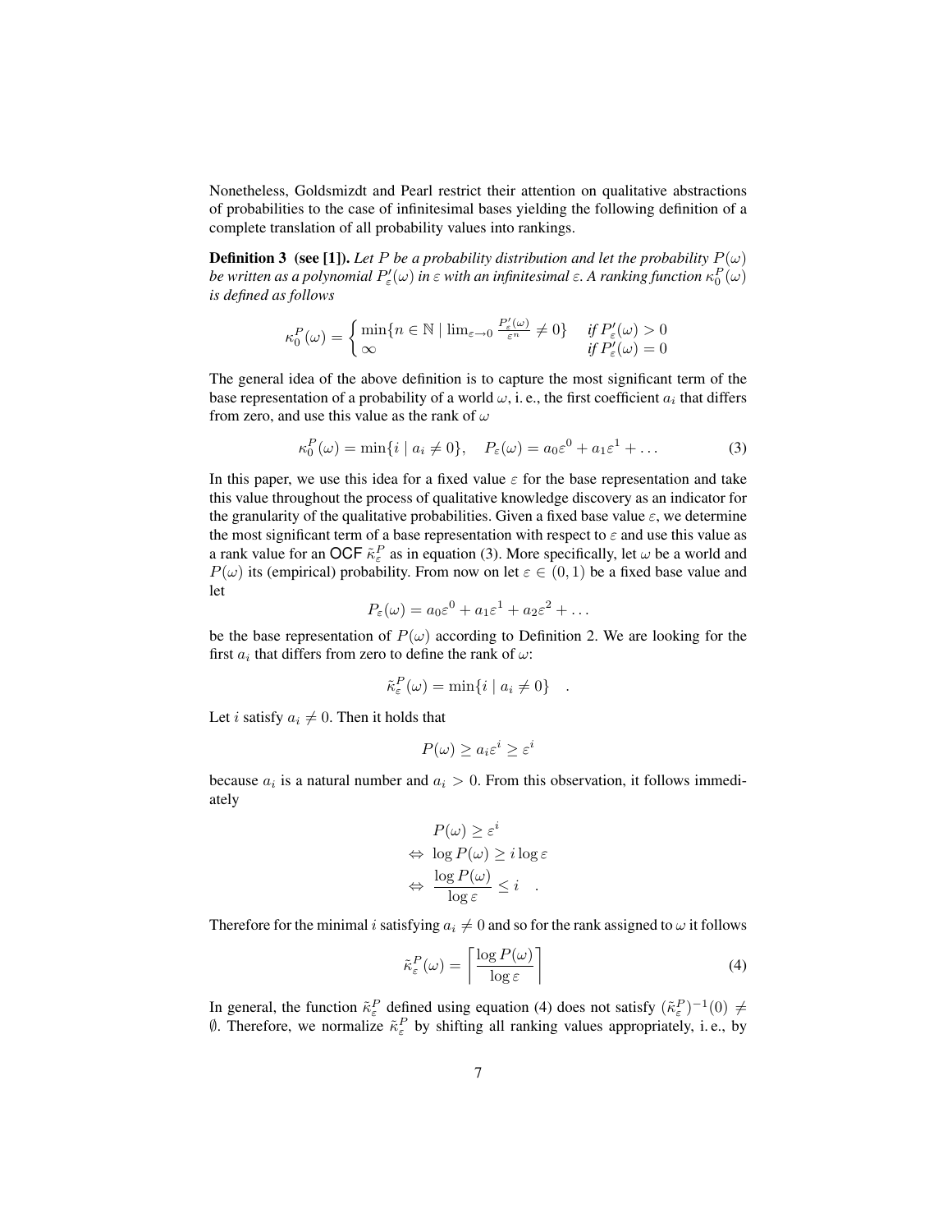Nonetheless, Goldsmizdt and Pearl restrict their attention on qualitative abstractions of probabilities to the case of infinitesimal bases yielding the following definition of a complete translation of all probability values into rankings.

**Definition 3 (see [1]).** *Let $P$ be a probability distribution and let the probability $P(\omega)$ be written as a polynomial $P'_\varepsilon(\omega)$ in $\varepsilon$ with an infinitesimal $\varepsilon$. A ranking function $\kappa_0^P(\omega)$ is defined as follows*

$$\kappa_0^P(\omega) = \begin{cases} \min\{n \in \mathbb{N} \mid \lim_{\varepsilon \to 0} \frac{P'_\varepsilon(\omega)}{\varepsilon^n} \neq 0\} & \text{if } P'_\varepsilon(\omega) > 0 \\ \infty & \text{if } P'_\varepsilon(\omega) = 0 \end{cases}$$

The general idea of the above definition is to capture the most significant term of the base representation of a probability of a world $\omega$, i. e., the first coefficient $a_i$ that differs from zero, and use this value as the rank of $\omega$

$$\kappa_0^P(\omega) = \min\{i \mid a_i \neq 0\}, \quad P_\varepsilon(\omega) = a_0\varepsilon^0 + a_1\varepsilon^1 + \dots \tag{3}$$

In this paper, we use this idea for a fixed value $\varepsilon$ for the base representation and take this value throughout the process of qualitative knowledge discovery as an indicator for the granularity of the qualitative probabilities. Given a fixed base value $\varepsilon$, we determine the most significant term of a base representation with respect to $\varepsilon$ and use this value as a rank value for an OCF $\tilde{\kappa}_\varepsilon^P$ as in equation (3). More specifically, let $\omega$ be a world and $P(\omega)$ its (empirical) probability. From now on let $\varepsilon \in (0, 1)$ be a fixed base value and let

$$P_\varepsilon(\omega) = a_0\varepsilon^0 + a_1\varepsilon^1 + a_2\varepsilon^2 + \dots$$

be the base representation of $P(\omega)$ according to Definition 2. We are looking for the first $a_i$ that differs from zero to define the rank of $\omega$:

$$\tilde{\kappa}_\varepsilon^P(\omega) = \min\{i \mid a_i \neq 0\} \quad .$$

Let $i$ satisfy $a_i \neq 0$. Then it holds that

$$P(\omega) \geq a_i\varepsilon^i \geq \varepsilon^i$$

because $a_i$ is a natural number and $a_i > 0$. From this observation, it follows immediately

$$\begin{aligned} & P(\omega) \geq \varepsilon^i \\ \Leftrightarrow\ & \log P(\omega) \geq i \log \varepsilon \\ \Leftrightarrow\ & \frac{\log P(\omega)}{\log \varepsilon} \leq i \quad . \end{aligned}$$

Therefore for the minimal $i$ satisfying $a_i \neq 0$ and so for the rank assigned to $\omega$ it follows

$$\tilde{\kappa}_\varepsilon^P(\omega) = \left\lceil \frac{\log P(\omega)}{\log \varepsilon} \right\rceil \tag{4}$$

In general, the function $\tilde{\kappa}_\varepsilon^P$ defined using equation (4) does not satisfy $(\tilde{\kappa}_\varepsilon^P)^{-1}(0) \neq \emptyset$. Therefore, we normalize $\tilde{\kappa}_\varepsilon^P$ by shifting all ranking values appropriately, i. e., by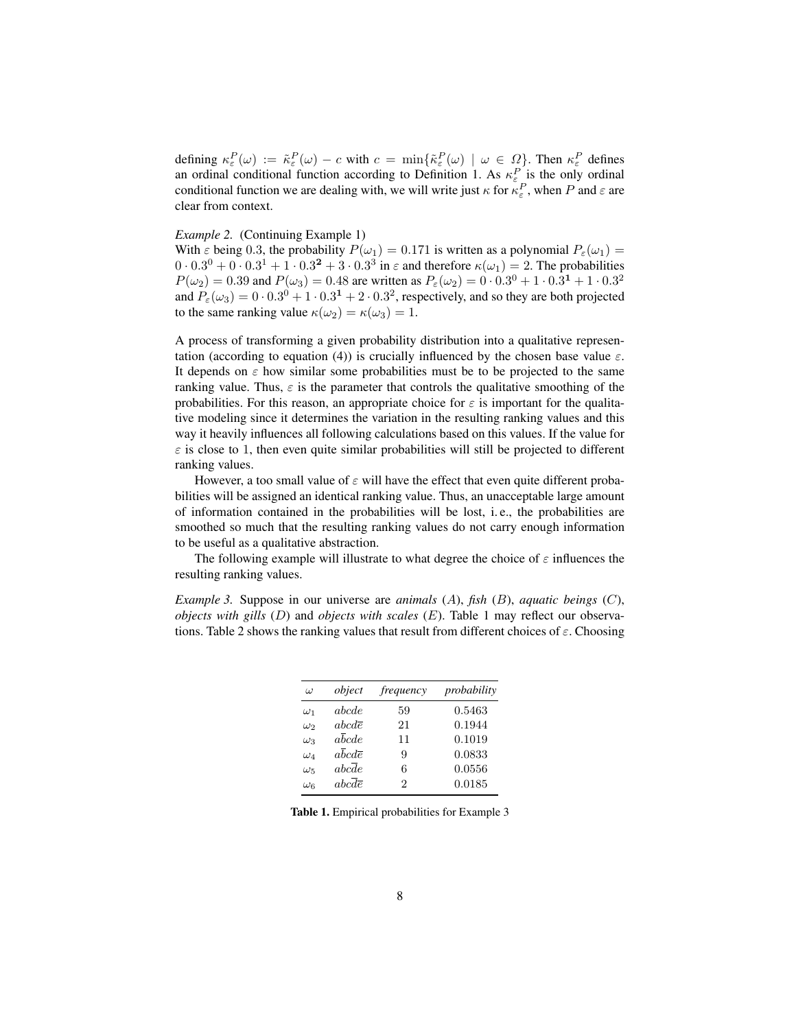defining $\kappa_\varepsilon^P(\omega) := \tilde{\kappa}_\varepsilon^P(\omega) - c$ with $c = \min\{\tilde{\kappa}_\varepsilon^P(\omega) \mid \omega \in \Omega\}$. Then $\kappa_\varepsilon^P$ defines an ordinal conditional function according to Definition 1. As $\kappa_\varepsilon^P$ is the only ordinal conditional function we are dealing with, we will write just $\kappa$ for $\kappa_\varepsilon^P$, when $P$ and $\varepsilon$ are clear from context.

*Example 2.* (Continuing Example 1)
With $\varepsilon$ being 0.3, the probability $P(\omega_1) = 0.171$ is written as a polynomial $P_\varepsilon(\omega_1) = 0 \cdot 0.3^0 + 0 \cdot 0.3^1 + 1 \cdot 0.3^{\mathbf{2}} + 3 \cdot 0.3^3$ in $\varepsilon$ and therefore $\kappa(\omega_1) = 2$. The probabilities $P(\omega_2) = 0.39$ and $P(\omega_3) = 0.48$ are written as $P_\varepsilon(\omega_2) = 0 \cdot 0.3^0 + 1 \cdot 0.3^{\mathbf{1}} + 1 \cdot 0.3^2$ and $P_\varepsilon(\omega_3) = 0 \cdot 0.3^0 + 1 \cdot 0.3^{\mathbf{1}} + 2 \cdot 0.3^2$, respectively, and so they are both projected to the same ranking value $\kappa(\omega_2) = \kappa(\omega_3) = 1$.

A process of transforming a given probability distribution into a qualitative representation (according to equation (4)) is crucially influenced by the chosen base value $\varepsilon$. It depends on $\varepsilon$ how similar some probabilities must be to be projected to the same ranking value. Thus, $\varepsilon$ is the parameter that controls the qualitative smoothing of the probabilities. For this reason, an appropriate choice for $\varepsilon$ is important for the qualitative modeling since it determines the variation in the resulting ranking values and this way it heavily influences all following calculations based on this values. If the value for $\varepsilon$ is close to 1, then even quite similar probabilities will still be projected to different ranking values.

However, a too small value of $\varepsilon$ will have the effect that even quite different probabilities will be assigned an identical ranking value. Thus, an unacceptable large amount of information contained in the probabilities will be lost, i. e., the probabilities are smoothed so much that the resulting ranking values do not carry enough information to be useful as a qualitative abstraction.

The following example will illustrate to what degree the choice of $\varepsilon$ influences the resulting ranking values.

*Example 3.* Suppose in our universe are *animals* ($A$), *fish* ($B$), *aquatic beings* ($C$), *objects with gills* ($D$) and *objects with scales* ($E$). Table 1 may reflect our observations. Table 2 shows the ranking values that result from different choices of $\varepsilon$. Choosing

| $\omega$ | *object* | *frequency* | *probability* |
|---|---|---|---|
| $\omega_1$ | $abcde$ | 59 | 0.5463 |
| $\omega_2$ | $abcd\overline{e}$ | 21 | 0.1944 |
| $\omega_3$ | $a\overline{b}cde$ | 11 | 0.1019 |
| $\omega_4$ | $a\overline{b}cd\overline{e}$ | 9 | 0.0833 |
| $\omega_5$ | $abc\overline{d}e$ | 6 | 0.0556 |
| $\omega_6$ | $abc\overline{d}\overline{e}$ | 2 | 0.0185 |

**Table 1.** Empirical probabilities for Example 3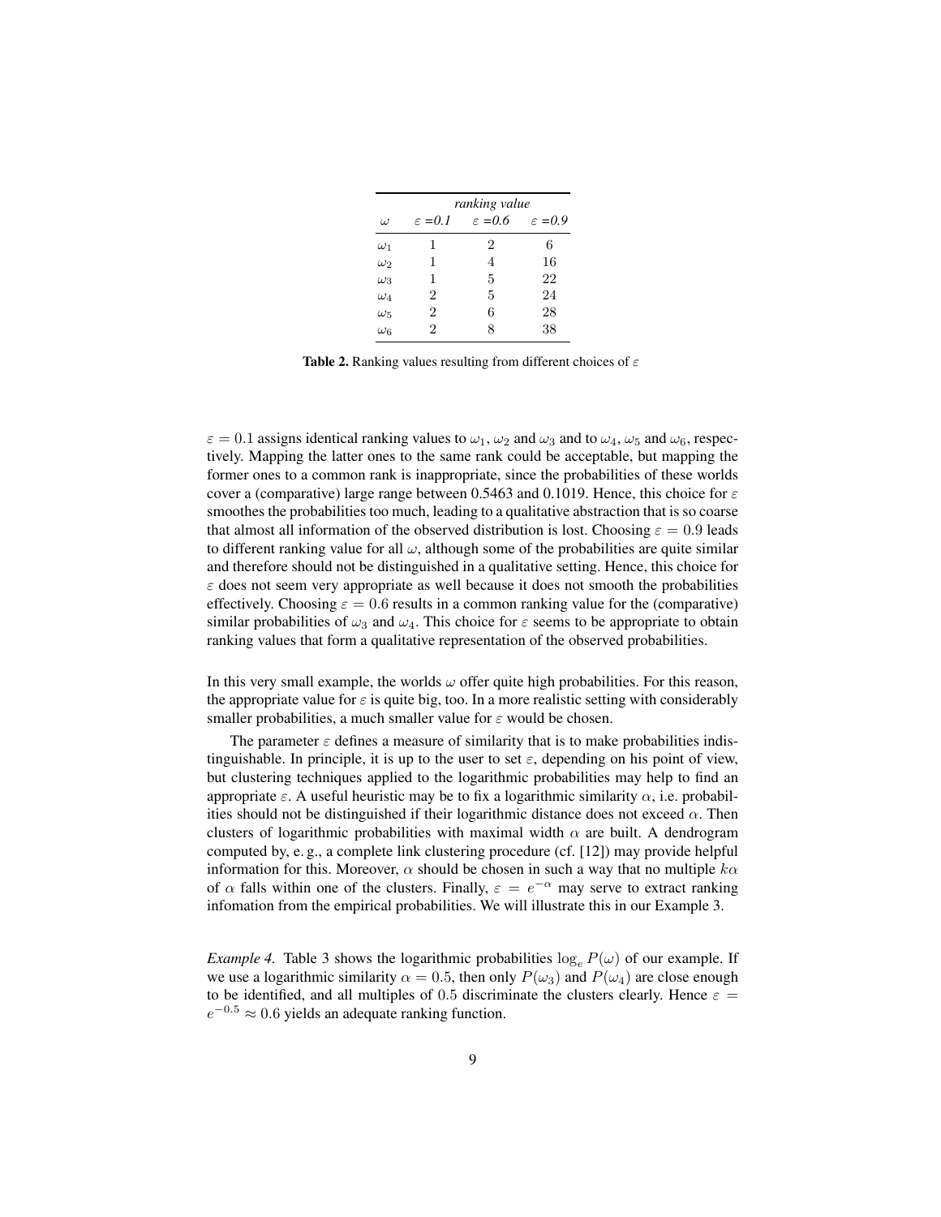| $\omega$ | *ranking value* $\varepsilon$ *=0.1* | $\varepsilon$ *=0.6* | $\varepsilon$ *=0.9* |
|---|---|---|---|
| $\omega_1$ | 1 | 2 | 6 |
| $\omega_2$ | 1 | 4 | 16 |
| $\omega_3$ | 1 | 5 | 22 |
| $\omega_4$ | 2 | 5 | 24 |
| $\omega_5$ | 2 | 6 | 28 |
| $\omega_6$ | 2 | 8 | 38 |

**Table 2.** Ranking values resulting from different choices of $\varepsilon$

$\varepsilon = 0.1$ assigns identical ranking values to $\omega_1$, $\omega_2$ and $\omega_3$ and to $\omega_4$, $\omega_5$ and $\omega_6$, respectively. Mapping the latter ones to the same rank could be acceptable, but mapping the former ones to a common rank is inappropriate, since the probabilities of these worlds cover a (comparative) large range between 0.5463 and 0.1019. Hence, this choice for $\varepsilon$ smoothes the probabilities too much, leading to a qualitative abstraction that is so coarse that almost all information of the observed distribution is lost. Choosing $\varepsilon = 0.9$ leads to different ranking value for all $\omega$, although some of the probabilities are quite similar and therefore should not be distinguished in a qualitative setting. Hence, this choice for $\varepsilon$ does not seem very appropriate as well because it does not smooth the probabilities effectively. Choosing $\varepsilon = 0.6$ results in a common ranking value for the (comparative) similar probabilities of $\omega_3$ and $\omega_4$. This choice for $\varepsilon$ seems to be appropriate to obtain ranking values that form a qualitative representation of the observed probabilities.

In this very small example, the worlds $\omega$ offer quite high probabilities. For this reason, the appropriate value for $\varepsilon$ is quite big, too. In a more realistic setting with considerably smaller probabilities, a much smaller value for $\varepsilon$ would be chosen.

The parameter $\varepsilon$ defines a measure of similarity that is to make probabilities indistinguishable. In principle, it is up to the user to set $\varepsilon$, depending on his point of view, but clustering techniques applied to the logarithmic probabilities may help to find an appropriate $\varepsilon$. A useful heuristic may be to fix a logarithmic similarity $\alpha$, i.e. probabilities should not be distinguished if their logarithmic distance does not exceed $\alpha$. Then clusters of logarithmic probabilities with maximal width $\alpha$ are built. A dendrogram computed by, e. g., a complete link clustering procedure (cf. [12]) may provide helpful information for this. Moreover, $\alpha$ should be chosen in such a way that no multiple $k\alpha$ of $\alpha$ falls within one of the clusters. Finally, $\varepsilon = e^{-\alpha}$ may serve to extract ranking infomation from the empirical probabilities. We will illustrate this in our Example 3.

*Example 4.* Table 3 shows the logarithmic probabilities $\log_e P(\omega)$ of our example. If we use a logarithmic similarity $\alpha = 0.5$, then only $P(\omega_3)$ and $P(\omega_4)$ are close enough to be identified, and all multiples of 0.5 discriminate the clusters clearly. Hence $\varepsilon = e^{-0.5} \approx 0.6$ yields an adequate ranking function.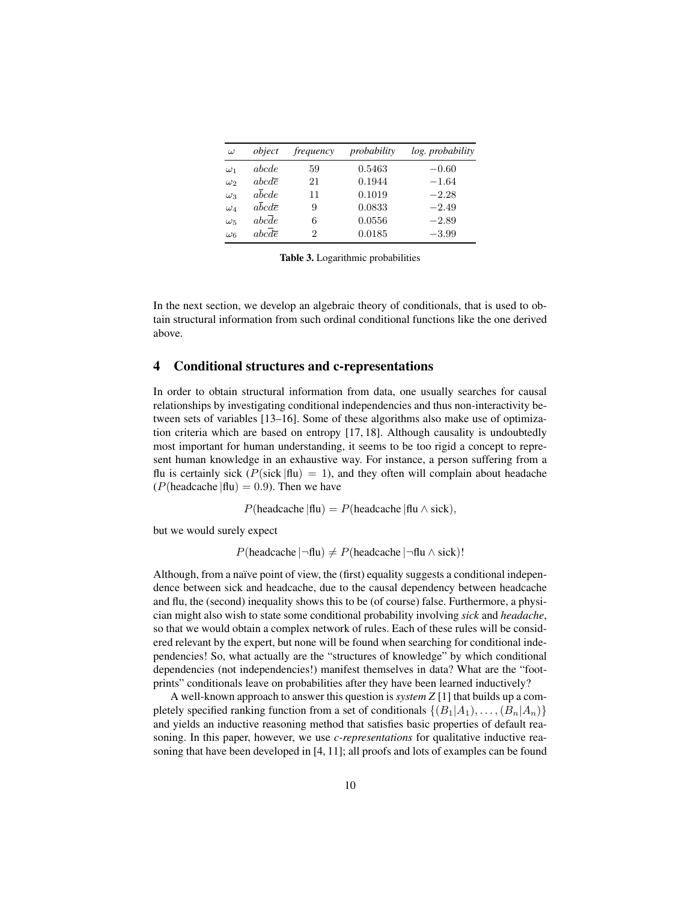| $\omega$ | *object* | *frequency* | *probability* | *log. probability* |
|---|---|---|---|---|
| $\omega_1$ | $abcde$ | 59 | 0.5463 | $-0.60$ |
| $\omega_2$ | $abcd\overline{e}$ | 21 | 0.1944 | $-1.64$ |
| $\omega_3$ | $a\overline{b}cde$ | 11 | 0.1019 | $-2.28$ |
| $\omega_4$ | $a\overline{b}cd\overline{e}$ | 9 | 0.0833 | $-2.49$ |
| $\omega_5$ | $abc\overline{d}e$ | 6 | 0.0556 | $-2.89$ |
| $\omega_6$ | $abc\overline{d}\overline{e}$ | 2 | 0.0185 | $-3.99$ |

**Table 3.** Logarithmic probabilities

In the next section, we develop an algebraic theory of conditionals, that is used to obtain structural information from such ordinal conditional functions like the one derived above.

## 4 Conditional structures and c-representations

In order to obtain structural information from data, one usually searches for causal relationships by investigating conditional independencies and thus non-interactivity between sets of variables [13–16]. Some of these algorithms also make use of optimization criteria which are based on entropy [17, 18]. Although causality is undoubtedly most important for human understanding, it seems to be too rigid a concept to represent human knowledge in an exhaustive way. For instance, a person suffering from a flu is certainly sick ($P(\text{sick}\,|\text{flu}) = 1$), and they often will complain about headache ($P(\text{headcache}\,|\text{flu}) = 0.9$). Then we have

$$P(\text{headcache}\,|\text{flu}) = P(\text{headcache}\,|\text{flu} \wedge \text{sick}),$$

but we would surely expect

$$P(\text{headcache}\,|\neg\text{flu}) \neq P(\text{headcache}\,|\neg\text{flu} \wedge \text{sick})!$$

Although, from a naïve point of view, the (first) equality suggests a conditional independence between sick and headcache, due to the causal dependency between headcache and flu, the (second) inequality shows this to be (of course) false. Furthermore, a physician might also wish to state some conditional probability involving *sick* and *headache*, so that we would obtain a complex network of rules. Each of these rules will be considered relevant by the expert, but none will be found when searching for conditional independencies! So, what actually are the "structures of knowledge" by which conditional dependencies (not independencies!) manifest themselves in data? What are the "footprints" conditionals leave on probabilities after they have been learned inductively?

A well-known approach to answer this question is *system Z* [1] that builds up a completely specified ranking function from a set of conditionals $\{(B_1|A_1), \ldots, (B_n|A_n)\}$ and yields an inductive reasoning method that satisfies basic properties of default reasoning. In this paper, however, we use *c-representations* for qualitative inductive reasoning that have been developed in [4, 11]; all proofs and lots of examples can be found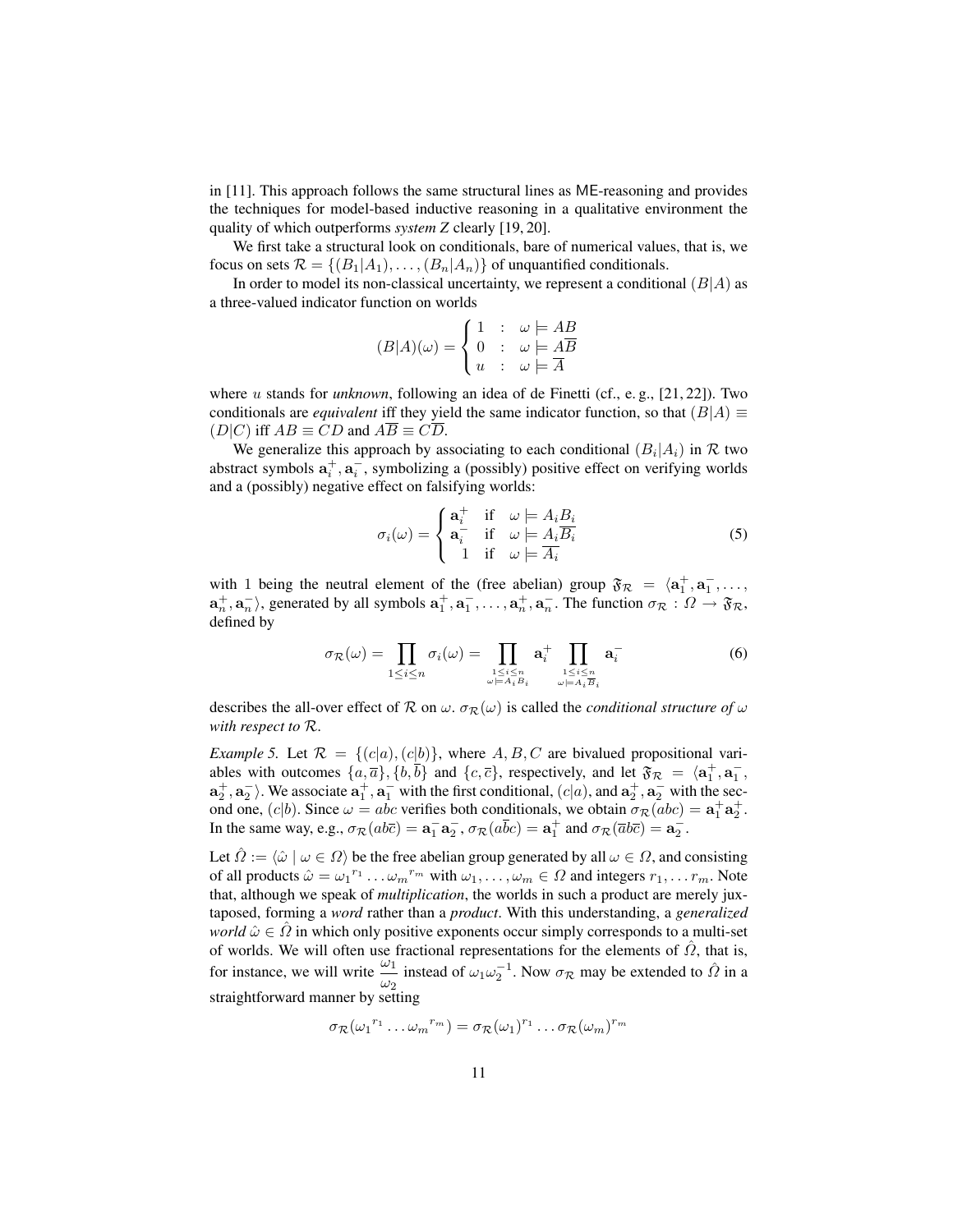in [11]. This approach follows the same structural lines as ME-reasoning and provides the techniques for model-based inductive reasoning in a qualitative environment the quality of which outperforms *system Z* clearly [19, 20].

We first take a structural look on conditionals, bare of numerical values, that is, we focus on sets $\mathcal{R} = \{(B_1|A_1), \ldots, (B_n|A_n)\}$ of unquantified conditionals.

In order to model its non-classical uncertainty, we represent a conditional $(B|A)$ as a three-valued indicator function on worlds

$$(B|A)(\omega) = \begin{cases} 1 & : & \omega \models AB \\ 0 & : & \omega \models A\overline{B} \\ u & : & \omega \models \overline{A} \end{cases}$$

where $u$ stands for *unknown*, following an idea of de Finetti (cf., e. g., [21, 22]). Two conditionals are *equivalent* iff they yield the same indicator function, so that $(B|A) \equiv (D|C)$ iff $AB \equiv CD$ and $A\overline{B} \equiv C\overline{D}$.

We generalize this approach by associating to each conditional $(B_i|A_i)$ in $\mathcal{R}$ two abstract symbols $\mathbf{a}_i^+, \mathbf{a}_i^-$, symbolizing a (possibly) positive effect on verifying worlds and a (possibly) negative effect on falsifying worlds:

$$\sigma_i(\omega) = \begin{cases} \mathbf{a}_i^+ & \text{if} \quad \omega \models A_i B_i \\ \mathbf{a}_i^- & \text{if} \quad \omega \models A_i \overline{B_i} \\ 1 & \text{if} \quad \omega \models \overline{A_i} \end{cases} \tag{5}$$

with 1 being the neutral element of the (free abelian) group $\mathfrak{F}_\mathcal{R} = \langle \mathbf{a}_1^+, \mathbf{a}_1^-, \ldots, \mathbf{a}_n^+, \mathbf{a}_n^- \rangle$, generated by all symbols $\mathbf{a}_1^+, \mathbf{a}_1^-, \ldots, \mathbf{a}_n^+, \mathbf{a}_n^-$. The function $\sigma_\mathcal{R} : \Omega \rightarrow \mathfrak{F}_\mathcal{R}$, defined by

$$\sigma_\mathcal{R}(\omega) = \prod_{1 \leq i \leq n} \sigma_i(\omega) = \prod_{\substack{1 \leq i \leq n \\ \omega \models A_i B_i}} \mathbf{a}_i^+ \prod_{\substack{1 \leq i \leq n \\ \omega \models A_i \overline{B}_i}} \mathbf{a}_i^- \tag{6}$$

describes the all-over effect of $\mathcal{R}$ on $\omega$. $\sigma_\mathcal{R}(\omega)$ is called the *conditional structure of $\omega$ with respect to $\mathcal{R}$*.

*Example 5.* Let $\mathcal{R} = \{(c|a), (c|b)\}$, where $A, B, C$ are bivalued propositional variables with outcomes $\{a, \overline{a}\}, \{b, \overline{b}\}$ and $\{c, \overline{c}\}$, respectively, and let $\mathfrak{F}_\mathcal{R} = \langle \mathbf{a}_1^+, \mathbf{a}_1^-, \mathbf{a}_2^+, \mathbf{a}_2^- \rangle$. We associate $\mathbf{a}_1^+, \mathbf{a}_1^-$ with the first conditional, $(c|a)$, and $\mathbf{a}_2^+, \mathbf{a}_2^-$ with the second one, $(c|b)$. Since $\omega = abc$ verifies both conditionals, we obtain $\sigma_\mathcal{R}(abc) = \mathbf{a}_1^+ \mathbf{a}_2^+$. In the same way, e.g., $\sigma_\mathcal{R}(ab\overline{c}) = \mathbf{a}_1^- \mathbf{a}_2^-$, $\sigma_\mathcal{R}(a\overline{b}c) = \mathbf{a}_1^+$ and $\sigma_\mathcal{R}(\overline{a}b\overline{c}) = \mathbf{a}_2^-$.

Let $\hat{\Omega} := \langle \hat{\omega} \mid \omega \in \Omega \rangle$ be the free abelian group generated by all $\omega \in \Omega$, and consisting of all products $\hat{\omega} = {\omega_1}^{r_1} \ldots {\omega_m}^{r_m}$ with $\omega_1, \ldots, \omega_m \in \Omega$ and integers $r_1, \ldots r_m$. Note that, although we speak of *multiplication*, the worlds in such a product are merely juxtaposed, forming a *word* rather than a *product*. With this understanding, a *generalized world* $\hat{\omega} \in \hat{\Omega}$ in which only positive exponents occur simply corresponds to a multi-set of worlds. We will often use fractional representations for the elements of $\hat{\Omega}$, that is, for instance, we will write $\dfrac{\omega_1}{\omega_2}$ instead of $\omega_1 {\omega_2}^{-1}$. Now $\sigma_\mathcal{R}$ may be extended to $\hat{\Omega}$ in a straightforward manner by setting

$$\sigma_\mathcal{R}({\omega_1}^{r_1} \ldots {\omega_m}^{r_m}) = \sigma_\mathcal{R}(\omega_1)^{r_1} \ldots \sigma_\mathcal{R}(\omega_m)^{r_m}$$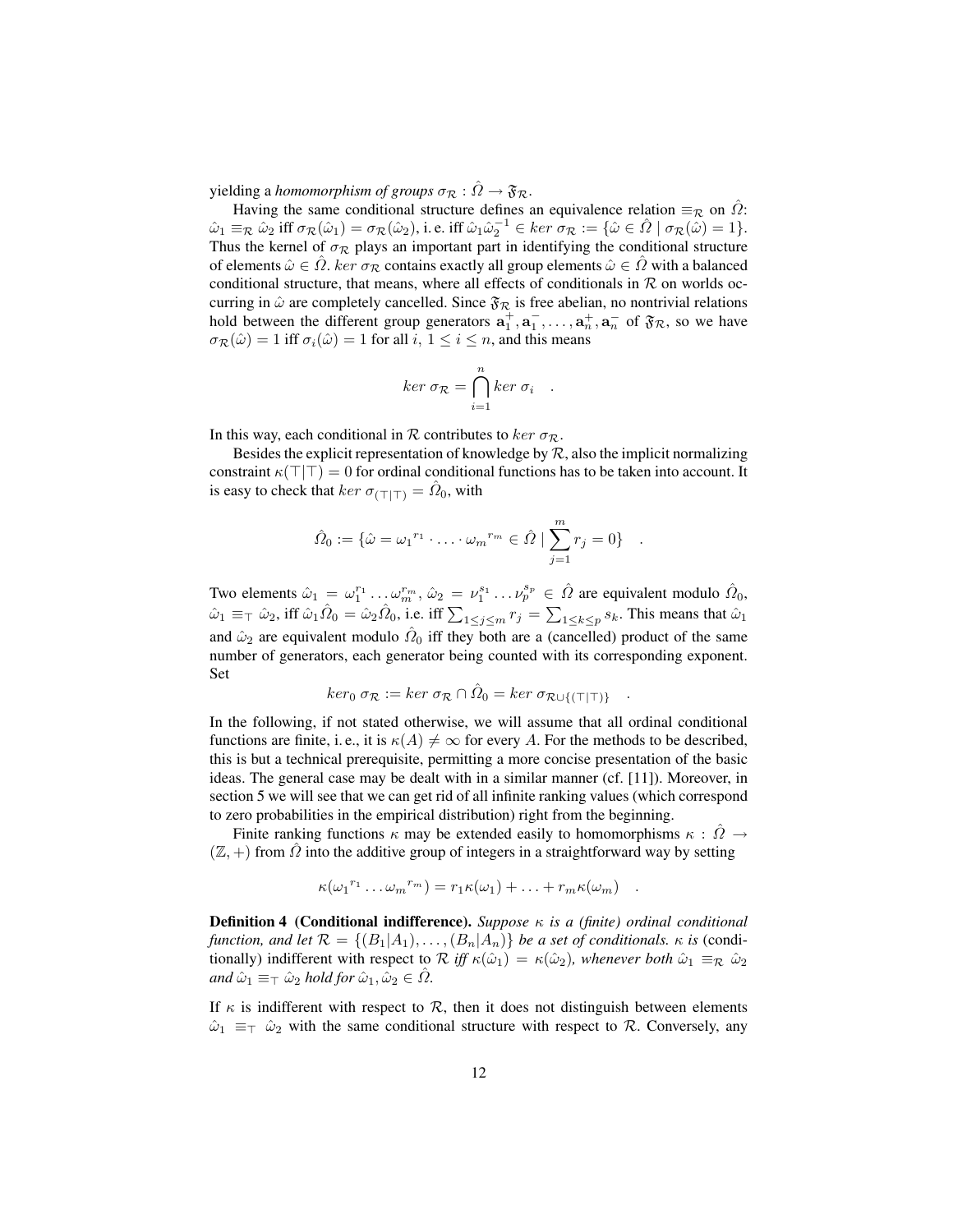yielding a *homomorphism of groups* $\sigma_{\mathcal{R}} : \hat{\Omega} \to \mathfrak{F}_{\mathcal{R}}$.

Having the same conditional structure defines an equivalence relation $\equiv_{\mathcal{R}}$ on $\hat{\Omega}$: $\hat{\omega}_1 \equiv_{\mathcal{R}} \hat{\omega}_2$ iff $\sigma_{\mathcal{R}}(\hat{\omega}_1) = \sigma_{\mathcal{R}}(\hat{\omega}_2)$, i. e. iff $\hat{\omega}_1 \hat{\omega}_2^{-1} \in ker\ \sigma_{\mathcal{R}} := \{\hat{\omega} \in \hat{\Omega} \mid \sigma_{\mathcal{R}}(\hat{\omega}) = 1\}$. Thus the kernel of $\sigma_{\mathcal{R}}$ plays an important part in identifying the conditional structure of elements $\hat{\omega} \in \hat{\Omega}$. $ker\ \sigma_{\mathcal{R}}$ contains exactly all group elements $\hat{\omega} \in \hat{\Omega}$ with a balanced conditional structure, that means, where all effects of conditionals in $\mathcal{R}$ on worlds occurring in $\hat{\omega}$ are completely cancelled. Since $\mathfrak{F}_{\mathcal{R}}$ is free abelian, no nontrivial relations hold between the different group generators $\mathbf{a}_1^+, \mathbf{a}_1^-, \ldots, \mathbf{a}_n^+, \mathbf{a}_n^-$ of $\mathfrak{F}_{\mathcal{R}}$, so we have $\sigma_{\mathcal{R}}(\hat{\omega}) = 1$ iff $\sigma_i(\hat{\omega}) = 1$ for all $i$, $1 \leq i \leq n$, and this means

$$ker\ \sigma_{\mathcal{R}} = \bigcap_{i=1}^{n} ker\ \sigma_i \quad .$$

In this way, each conditional in $\mathcal{R}$ contributes to $ker\ \sigma_{\mathcal{R}}$.

Besides the explicit representation of knowledge by $\mathcal{R}$, also the implicit normalizing constraint $\kappa(\top|\top) = 0$ for ordinal conditional functions has to be taken into account. It is easy to check that $ker\ \sigma_{(\top|\top)} = \hat{\Omega}_0$, with

$$\hat{\Omega}_0 := \{\hat{\omega} = {\omega_1}^{r_1} \cdot \ldots \cdot {\omega_m}^{r_m} \in \hat{\Omega} \mid \sum_{j=1}^{m} r_j = 0\} \quad .$$

Two elements $\hat{\omega}_1 = \omega_1^{r_1} \ldots \omega_m^{r_m}$, $\hat{\omega}_2 = \nu_1^{s_1} \ldots \nu_p^{s_p} \in \hat{\Omega}$ are equivalent modulo $\hat{\Omega}_0$, $\hat{\omega}_1 \equiv_{\top} \hat{\omega}_2$, iff $\hat{\omega}_1 \hat{\Omega}_0 = \hat{\omega}_2 \hat{\Omega}_0$, i.e. iff $\sum_{1 \leq j \leq m} r_j = \sum_{1 \leq k \leq p} s_k$. This means that $\hat{\omega}_1$ and $\hat{\omega}_2$ are equivalent modulo $\hat{\Omega}_0$ iff they both are a (cancelled) product of the same number of generators, each generator being counted with its corresponding exponent. Set

$$ker_0\ \sigma_{\mathcal{R}} := ker\ \sigma_{\mathcal{R}} \cap \hat{\Omega}_0 = ker\ \sigma_{\mathcal{R} \cup \{(\top|\top)\}} \quad .$$

In the following, if not stated otherwise, we will assume that all ordinal conditional functions are finite, i. e., it is $\kappa(A) \neq \infty$ for every $A$. For the methods to be described, this is but a technical prerequisite, permitting a more concise presentation of the basic ideas. The general case may be dealt with in a similar manner (cf. [11]). Moreover, in section 5 we will see that we can get rid of all infinite ranking values (which correspond to zero probabilities in the empirical distribution) right from the beginning.

Finite ranking functions $\kappa$ may be extended easily to homomorphisms $\kappa : \hat{\Omega} \to (\mathbb{Z}, +)$ from $\hat{\Omega}$ into the additive group of integers in a straightforward way by setting

$$\kappa({\omega_1}^{r_1} \ldots {\omega_m}^{r_m}) = r_1 \kappa(\omega_1) + \ldots + r_m \kappa(\omega_m) \quad .$$

**Definition 4 (Conditional indifference).** *Suppose $\kappa$ is a (finite) ordinal conditional function, and let $\mathcal{R} = \{(B_1|A_1), \ldots, (B_n|A_n)\}$ be a set of conditionals. $\kappa$ is* (conditionally) indifferent with respect to *$\mathcal{R}$ iff $\kappa(\hat{\omega}_1) = \kappa(\hat{\omega}_2)$, whenever both $\hat{\omega}_1 \equiv_{\mathcal{R}} \hat{\omega}_2$ and $\hat{\omega}_1 \equiv_{\top} \hat{\omega}_2$ hold for $\hat{\omega}_1, \hat{\omega}_2 \in \hat{\Omega}$.*

If $\kappa$ is indifferent with respect to $\mathcal{R}$, then it does not distinguish between elements $\hat{\omega}_1 \equiv_{\top} \hat{\omega}_2$ with the same conditional structure with respect to $\mathcal{R}$. Conversely, any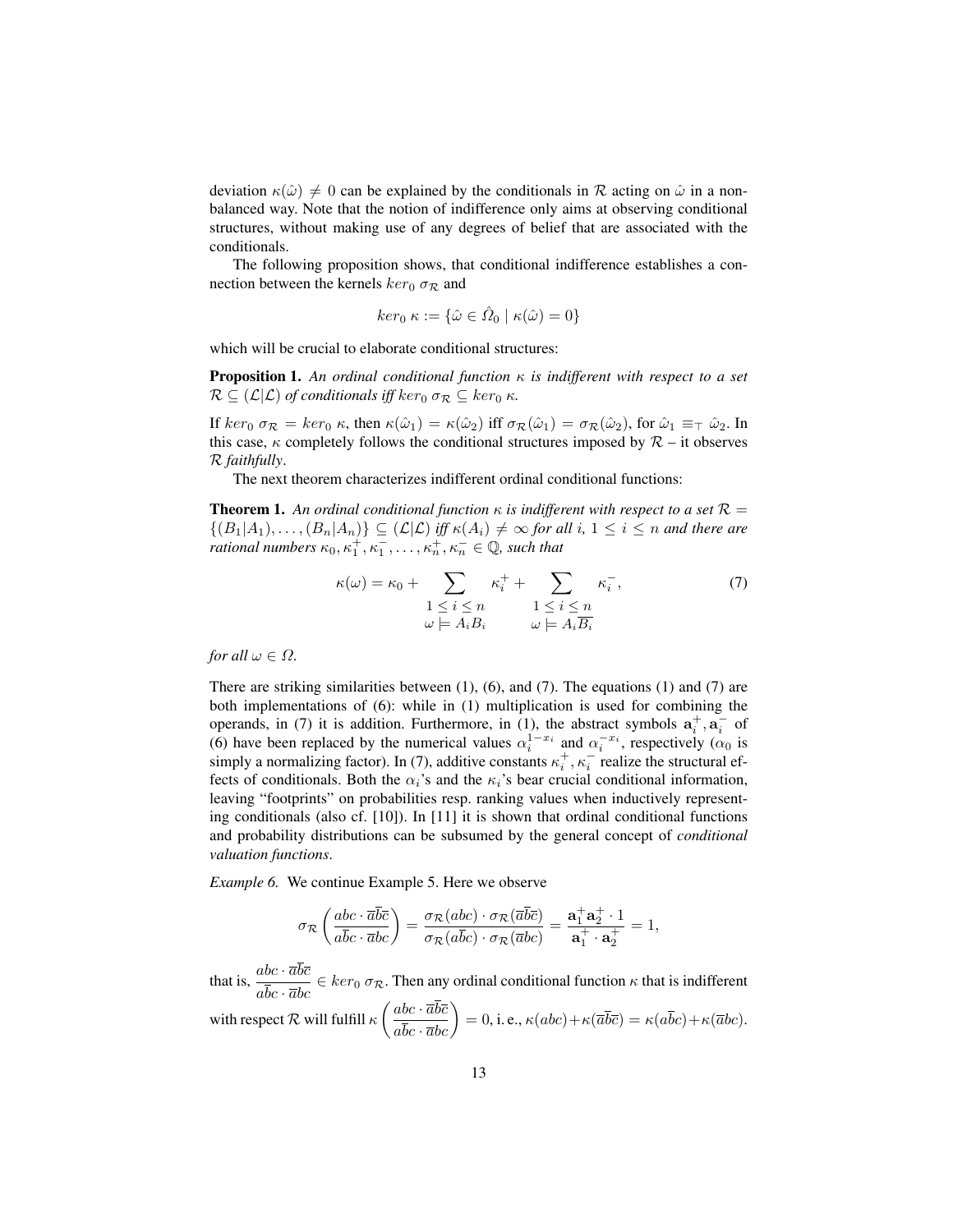deviation $\kappa(\hat{\omega}) \neq 0$ can be explained by the conditionals in $\mathcal{R}$ acting on $\hat{\omega}$ in a non-balanced way. Note that the notion of indifference only aims at observing conditional structures, without making use of any degrees of belief that are associated with the conditionals.

The following proposition shows, that conditional indifference establishes a connection between the kernels $ker_0\ \sigma_{\mathcal{R}}$ and

$$ker_0\ \kappa := \{\hat{\omega} \in \hat{\Omega}_0 \mid \kappa(\hat{\omega}) = 0\}$$

which will be crucial to elaborate conditional structures:

**Proposition 1.** *An ordinal conditional function $\kappa$ is indifferent with respect to a set $\mathcal{R} \subseteq (\mathcal{L}|\mathcal{L})$ of conditionals iff $ker_0\ \sigma_{\mathcal{R}} \subseteq ker_0\ \kappa$.*

If $ker_0\ \sigma_{\mathcal{R}} = ker_0\ \kappa$, then $\kappa(\hat{\omega}_1) = \kappa(\hat{\omega}_2)$ iff $\sigma_{\mathcal{R}}(\hat{\omega}_1) = \sigma_{\mathcal{R}}(\hat{\omega}_2)$, for $\hat{\omega}_1 \equiv_{\top} \hat{\omega}_2$. In this case, $\kappa$ completely follows the conditional structures imposed by $\mathcal{R}$ – it observes $\mathcal{R}$ *faithfully*.

The next theorem characterizes indifferent ordinal conditional functions:

**Theorem 1.** *An ordinal conditional function $\kappa$ is indifferent with respect to a set $\mathcal{R} = \{(B_1|A_1), \ldots, (B_n|A_n)\} \subseteq (\mathcal{L}|\mathcal{L})$ iff $\kappa(A_i) \neq \infty$ for all $i$, $1 \leq i \leq n$ and there are rational numbers $\kappa_0, \kappa_1^+, \kappa_1^-, \ldots, \kappa_n^+, \kappa_n^- \in \mathbb{Q}$, such that*

$$\kappa(\omega) = \kappa_0 + \sum_{\substack{1 \leq i \leq n \\ \omega \models A_i B_i}} \kappa_i^+ + \sum_{\substack{1 \leq i \leq n \\ \omega \models A_i \overline{B_i}}} \kappa_i^-, \tag{7}$$

*for all $\omega \in \Omega$.*

There are striking similarities between (1), (6), and (7). The equations (1) and (7) are both implementations of (6): while in (1) multiplication is used for combining the operands, in (7) it is addition. Furthermore, in (1), the abstract symbols $\mathbf{a}_i^+, \mathbf{a}_i^-$ of (6) have been replaced by the numerical values $\alpha_i^{1-x_i}$ and $\alpha_i^{-x_i}$, respectively ($\alpha_0$ is simply a normalizing factor). In (7), additive constants $\kappa_i^+, \kappa_i^-$ realize the structural effects of conditionals. Both the $\alpha_i$'s and the $\kappa_i$'s bear crucial conditional information, leaving "footprints" on probabilities resp. ranking values when inductively representing conditionals (also cf. [10]). In [11] it is shown that ordinal conditional functions and probability distributions can be subsumed by the general concept of *conditional valuation functions*.

*Example 6.* We continue Example 5. Here we observe

$$\sigma_{\mathcal{R}}\left(\frac{abc \cdot \overline{a}\overline{b}\overline{c}}{a\overline{b}c \cdot \overline{a}bc}\right) = \frac{\sigma_{\mathcal{R}}(abc) \cdot \sigma_{\mathcal{R}}(\overline{a}\overline{b}\overline{c})}{\sigma_{\mathcal{R}}(a\overline{b}c) \cdot \sigma_{\mathcal{R}}(\overline{a}bc)} = \frac{\mathbf{a}_1^+\mathbf{a}_2^+ \cdot 1}{\mathbf{a}_1^+ \cdot \mathbf{a}_2^+} = 1,$$

that is, $\dfrac{abc \cdot \overline{a}\overline{b}\overline{c}}{a\overline{b}c \cdot \overline{a}bc} \in ker_0\ \sigma_{\mathcal{R}}$. Then any ordinal conditional function $\kappa$ that is indifferent with respect $\mathcal{R}$ will fulfill $\kappa\left(\dfrac{abc \cdot \overline{a}\overline{b}\overline{c}}{a\overline{b}c \cdot \overline{a}bc}\right) = 0$, i. e., $\kappa(abc) + \kappa(\overline{a}\overline{b}\overline{c}) = \kappa(a\overline{b}c) + \kappa(\overline{a}bc)$.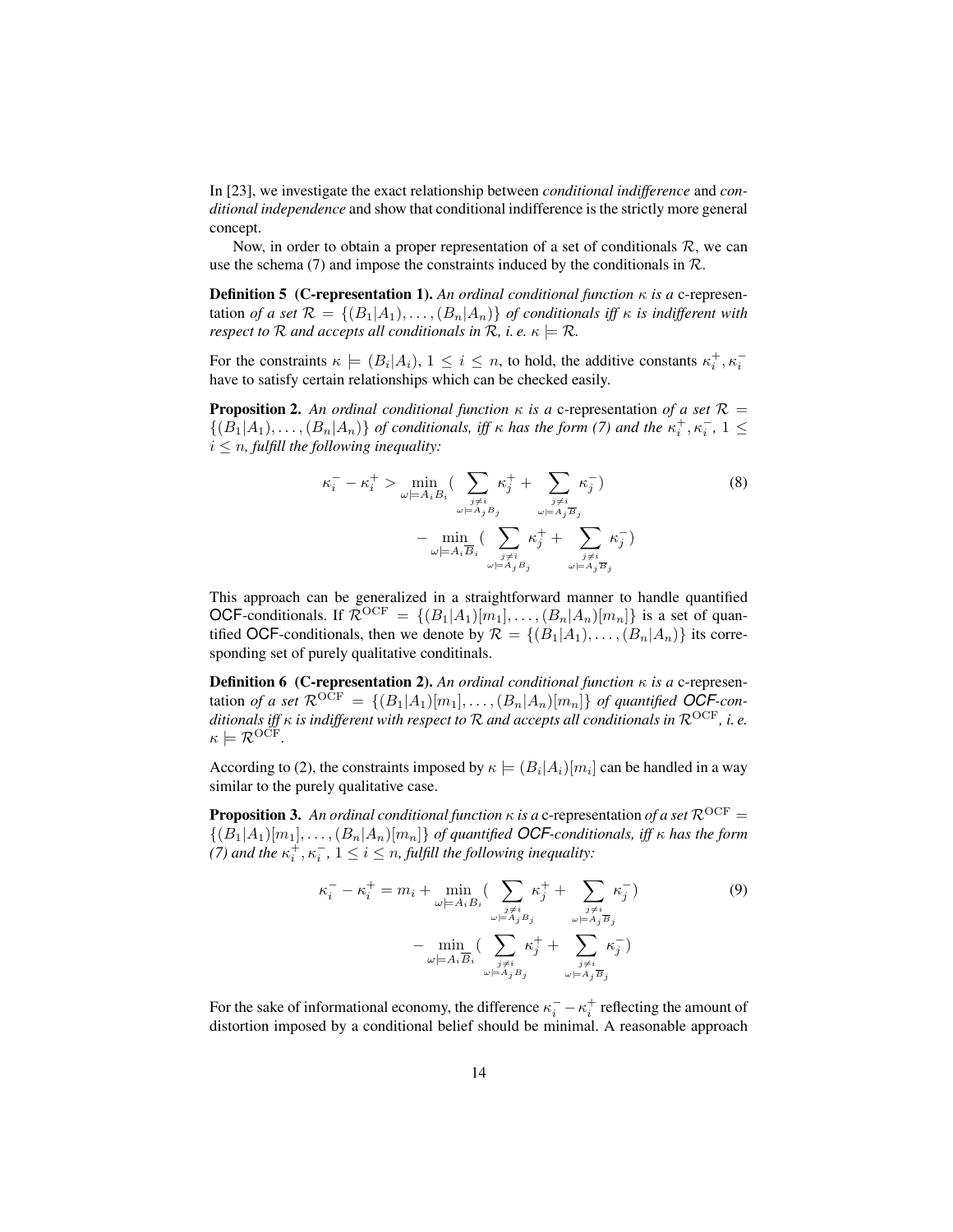In [23], we investigate the exact relationship between *conditional indifference* and *conditional independence* and show that conditional indifference is the strictly more general concept.

Now, in order to obtain a proper representation of a set of conditionals $\mathcal{R}$, we can use the schema (7) and impose the constraints induced by the conditionals in $\mathcal{R}$.

**Definition 5 (C-representation 1).** *An ordinal conditional function $\kappa$ is a* c-representation *of a set $\mathcal{R} = \{(B_1|A_1), \ldots, (B_n|A_n)\}$ of conditionals iff $\kappa$ is indifferent with respect to $\mathcal{R}$ and accepts all conditionals in $\mathcal{R}$, i. e. $\kappa \models \mathcal{R}$.*

For the constraints $\kappa \models (B_i|A_i)$, $1 \leq i \leq n$, to hold, the additive constants $\kappa_i^+, \kappa_i^-$ have to satisfy certain relationships which can be checked easily.

**Proposition 2.** *An ordinal conditional function $\kappa$ is a* c-representation *of a set $\mathcal{R} = \{(B_1|A_1), \ldots, (B_n|A_n)\}$ of conditionals, iff $\kappa$ has the form (7) and the $\kappa_i^+, \kappa_i^-$, $1 \leq i \leq n$, fulfill the following inequality:*

$$\kappa_i^- - \kappa_i^+ > \min_{\omega \models A_i B_i} \Big( \sum_{\substack{j \neq i \\ \omega \models A_j B_j}} \kappa_j^+ + \sum_{\substack{j \neq i \\ \omega \models A_j \overline{B}_j}} \kappa_j^- \Big) - \min_{\omega \models A_i \overline{B}_i} \Big( \sum_{\substack{j \neq i \\ \omega \models A_j B_j}} \kappa_j^+ + \sum_{\substack{j \neq i \\ \omega \models A_j \overline{B}_j}} \kappa_j^- \Big) \tag{8}$$

This approach can be generalized in a straightforward manner to handle quantified OCF-conditionals. If $\mathcal{R}^{\mathrm{OCF}} = \{(B_1|A_1)[m_1], \ldots, (B_n|A_n)[m_n]\}$ is a set of quantified OCF-conditionals, then we denote by $\mathcal{R} = \{(B_1|A_1), \ldots, (B_n|A_n)\}$ its corresponding set of purely qualitative conditinals.

**Definition 6 (C-representation 2).** *An ordinal conditional function $\kappa$ is a* c-representation *of a set $\mathcal{R}^{\mathrm{OCF}} = \{(B_1|A_1)[m_1], \ldots, (B_n|A_n)[m_n]\}$ of quantified OCF-conditionals iff $\kappa$ is indifferent with respect to $\mathcal{R}$ and accepts all conditionals in $\mathcal{R}^{\mathrm{OCF}}$, i. e. $\kappa \models \mathcal{R}^{\mathrm{OCF}}$.*

According to (2), the constraints imposed by $\kappa \models (B_i|A_i)[m_i]$ can be handled in a way similar to the purely qualitative case.

**Proposition 3.** *An ordinal conditional function $\kappa$ is a* c-representation *of a set $\mathcal{R}^{\mathrm{OCF}} = \{(B_1|A_1)[m_1], \ldots, (B_n|A_n)[m_n]\}$ of quantified OCF-conditionals, iff $\kappa$ has the form (7) and the $\kappa_i^+, \kappa_i^-$, $1 \leq i \leq n$, fulfill the following inequality:*

$$\kappa_i^- - \kappa_i^+ = m_i + \min_{\omega \models A_i B_i} \Big( \sum_{\substack{j \neq i \\ \omega \models A_j B_j}} \kappa_j^+ + \sum_{\substack{j \neq i \\ \omega \models A_j \overline{B}_j}} \kappa_j^- \Big) - \min_{\omega \models A_i \overline{B}_i} \Big( \sum_{\substack{j \neq i \\ \omega \models A_j B_j}} \kappa_j^+ + \sum_{\substack{j \neq i \\ \omega \models A_j \overline{B}_j}} \kappa_j^- \Big) \tag{9}$$

For the sake of informational economy, the difference $\kappa_i^- - \kappa_i^+$ reflecting the amount of distortion imposed by a conditional belief should be minimal. A reasonable approach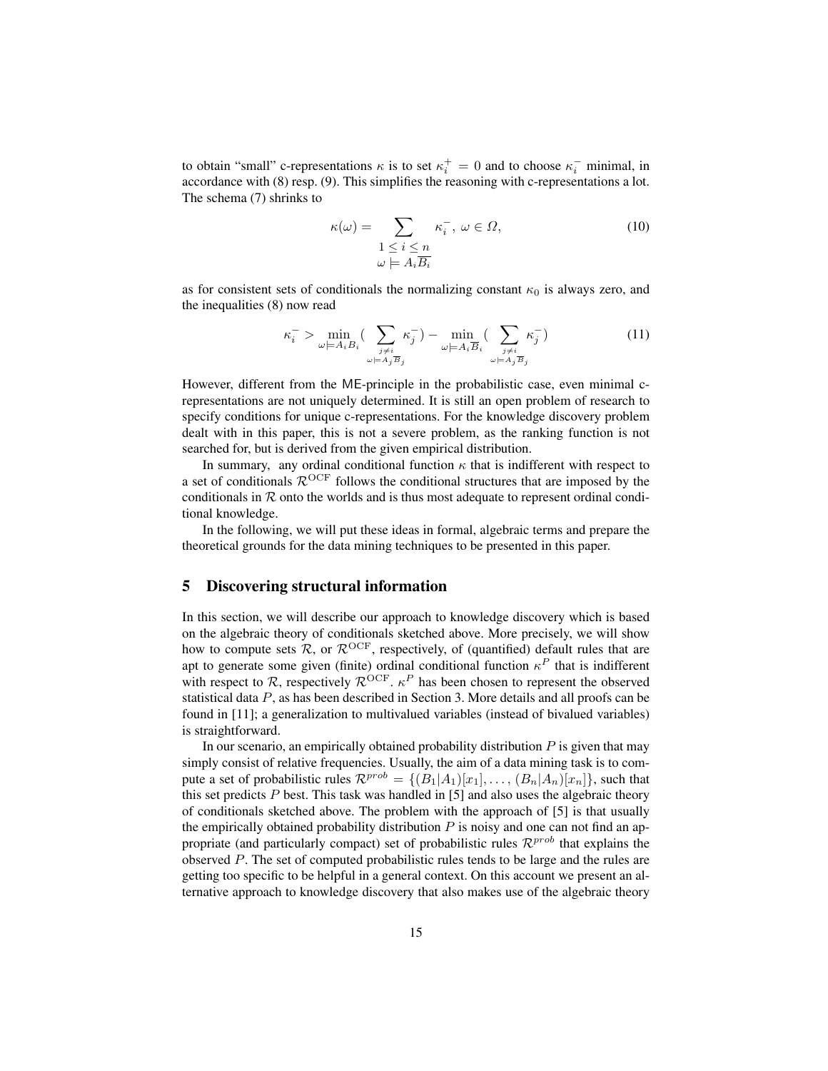to obtain "small" c-representations $\kappa$ is to set $\kappa_i^+ = 0$ and to choose $\kappa_i^-$ minimal, in accordance with (8) resp. (9). This simplifies the reasoning with c-representations a lot. The schema (7) shrinks to

$$\kappa(\omega) = \sum_{\substack{1 \le i \le n \\ \omega \models A_i \overline{B_i}}} \kappa_i^-, \; \omega \in \Omega, \tag{10}$$

as for consistent sets of conditionals the normalizing constant $\kappa_0$ is always zero, and the inequalities (8) now read

$$\kappa_i^- > \min_{\omega \models A_i B_i} \Big( \sum_{\substack{j \neq i \\ \omega \models A_j \overline{B}_j}} \kappa_j^- \Big) - \min_{\omega \models A_i \overline{B}_i} \Big( \sum_{\substack{j \neq i \\ \omega \models A_j \overline{B}_j}} \kappa_j^- \Big) \tag{11}$$

However, different from the ME-principle in the probabilistic case, even minimal c-representations are not uniquely determined. It is still an open problem of research to specify conditions for unique c-representations. For the knowledge discovery problem dealt with in this paper, this is not a severe problem, as the ranking function is not searched for, but is derived from the given empirical distribution.

In summary, any ordinal conditional function $\kappa$ that is indifferent with respect to a set of conditionals $\mathcal{R}^{\mathrm{OCF}}$ follows the conditional structures that are imposed by the conditionals in $\mathcal{R}$ onto the worlds and is thus most adequate to represent ordinal conditional knowledge.

In the following, we will put these ideas in formal, algebraic terms and prepare the theoretical grounds for the data mining techniques to be presented in this paper.

## 5 Discovering structural information

In this section, we will describe our approach to knowledge discovery which is based on the algebraic theory of conditionals sketched above. More precisely, we will show how to compute sets $\mathcal{R}$, or $\mathcal{R}^{\mathrm{OCF}}$, respectively, of (quantified) default rules that are apt to generate some given (finite) ordinal conditional function $\kappa^P$ that is indifferent with respect to $\mathcal{R}$, respectively $\mathcal{R}^{\mathrm{OCF}}$. $\kappa^P$ has been chosen to represent the observed statistical data $P$, as has been described in Section 3. More details and all proofs can be found in [11]; a generalization to multivalued variables (instead of bivalued variables) is straightforward.

In our scenario, an empirically obtained probability distribution $P$ is given that may simply consist of relative frequencies. Usually, the aim of a data mining task is to compute a set of probabilistic rules $\mathcal{R}^{prob} = \{(B_1|A_1)[x_1], \ldots, (B_n|A_n)[x_n]\}$, such that this set predicts $P$ best. This task was handled in [5] and also uses the algebraic theory of conditionals sketched above. The problem with the approach of [5] is that usually the empirically obtained probability distribution $P$ is noisy and one can not find an appropriate (and particularly compact) set of probabilistic rules $\mathcal{R}^{prob}$ that explains the observed $P$. The set of computed probabilistic rules tends to be large and the rules are getting too specific to be helpful in a general context. On this account we present an alternative approach to knowledge discovery that also makes use of the algebraic theory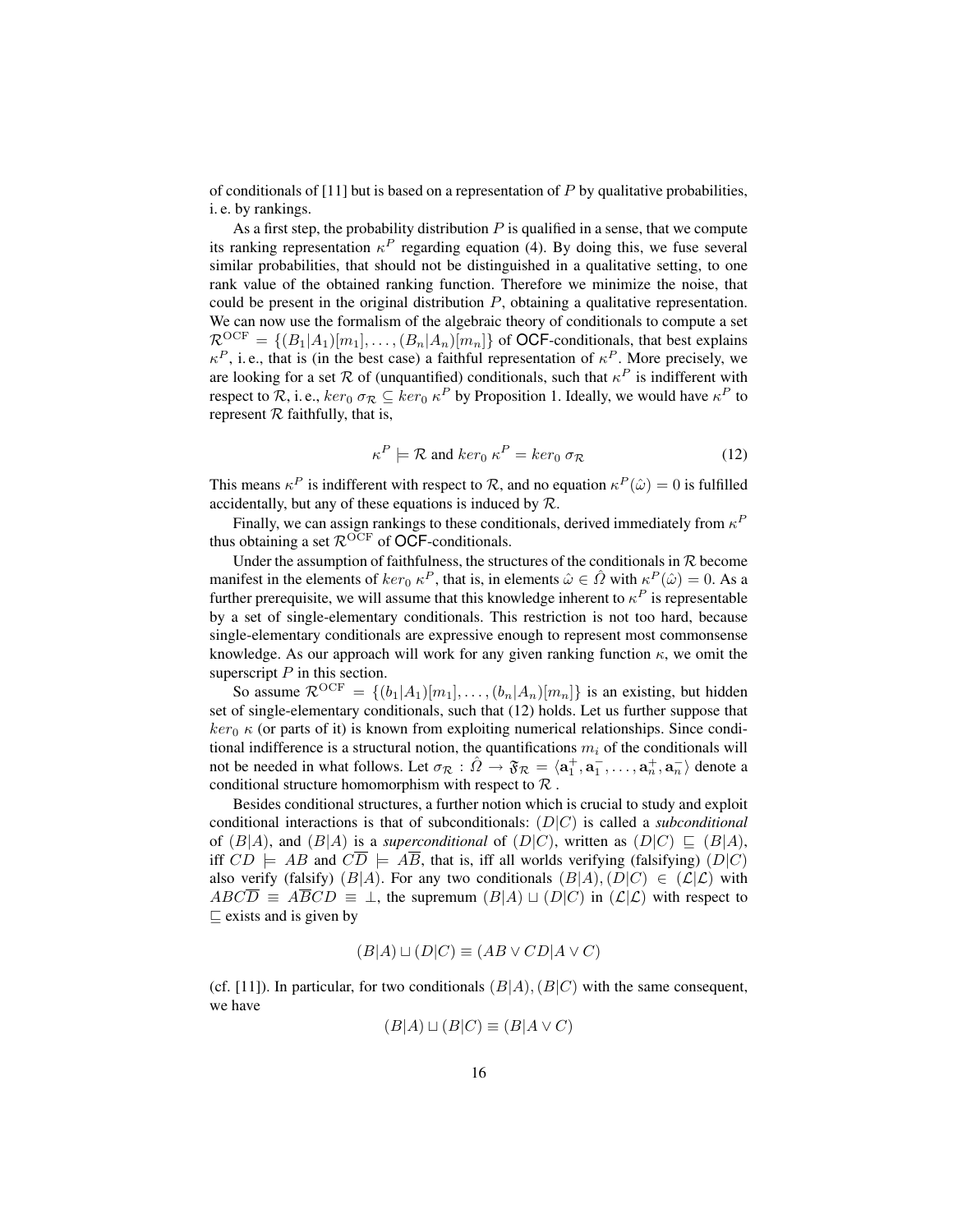of conditionals of [11] but is based on a representation of $P$ by qualitative probabilities, i. e. by rankings.

As a first step, the probability distribution $P$ is qualified in a sense, that we compute its ranking representation $\kappa^P$ regarding equation (4). By doing this, we fuse several similar probabilities, that should not be distinguished in a qualitative setting, to one rank value of the obtained ranking function. Therefore we minimize the noise, that could be present in the original distribution $P$, obtaining a qualitative representation. We can now use the formalism of the algebraic theory of conditionals to compute a set $\mathcal{R}^{\mathrm{OCF}} = \{(B_1|A_1)[m_1], \ldots, (B_n|A_n)[m_n]\}$ of OCF-conditionals, that best explains $\kappa^P$, i. e., that is (in the best case) a faithful representation of $\kappa^P$. More precisely, we are looking for a set $\mathcal{R}$ of (unquantified) conditionals, such that $\kappa^P$ is indifferent with respect to $\mathcal{R}$, i. e., $ker_0\ \sigma_{\mathcal{R}} \subseteq ker_0\ \kappa^P$ by Proposition 1. Ideally, we would have $\kappa^P$ to represent $\mathcal{R}$ faithfully, that is,

$$\kappa^P \models \mathcal{R} \text{ and } ker_0\ \kappa^P = ker_0\ \sigma_{\mathcal{R}} \tag{12}$$

This means $\kappa^P$ is indifferent with respect to $\mathcal{R}$, and no equation $\kappa^P(\hat{\omega}) = 0$ is fulfilled accidentally, but any of these equations is induced by $\mathcal{R}$.

Finally, we can assign rankings to these conditionals, derived immediately from $\kappa^P$ thus obtaining a set $\mathcal{R}^{\mathrm{OCF}}$ of OCF-conditionals.

Under the assumption of faithfulness, the structures of the conditionals in $\mathcal{R}$ become manifest in the elements of $ker_0\ \kappa^P$, that is, in elements $\hat{\omega} \in \hat{\Omega}$ with $\kappa^P(\hat{\omega}) = 0$. As a further prerequisite, we will assume that this knowledge inherent to $\kappa^P$ is representable by a set of single-elementary conditionals. This restriction is not too hard, because single-elementary conditionals are expressive enough to represent most commonsense knowledge. As our approach will work for any given ranking function $\kappa$, we omit the superscript $P$ in this section.

So assume $\mathcal{R}^{\mathrm{OCF}} = \{(b_1|A_1)[m_1], \ldots, (b_n|A_n)[m_n]\}$ is an existing, but hidden set of single-elementary conditionals, such that (12) holds. Let us further suppose that $ker_0\ \kappa$ (or parts of it) is known from exploiting numerical relationships. Since conditional indifference is a structural notion, the quantifications $m_i$ of the conditionals will not be needed in what follows. Let $\sigma_{\mathcal{R}} : \hat{\Omega} \rightarrow \mathfrak{F}_{\mathcal{R}} = \langle \mathbf{a}_1^+, \mathbf{a}_1^-, \ldots, \mathbf{a}_n^+, \mathbf{a}_n^- \rangle$ denote a conditional structure homomorphism with respect to $\mathcal{R}$ .

Besides conditional structures, a further notion which is crucial to study and exploit conditional interactions is that of subconditionals: $(D|C)$ is called a ***subconditional*** of $(B|A)$, and $(B|A)$ is a ***superconditional*** of $(D|C)$, written as $(D|C) \sqsubseteq (B|A)$, iff $CD \models AB$ and $C\overline{D} \models A\overline{B}$, that is, iff all worlds verifying (falsifying) $(D|C)$ also verify (falsify) $(B|A)$. For any two conditionals $(B|A), (D|C) \in (\mathcal{L}|\mathcal{L})$ with $ABC\overline{D} \equiv A\overline{B}CD \equiv \bot$, the supremum $(B|A) \sqcup (D|C)$ in $(\mathcal{L}|\mathcal{L})$ with respect to $\sqsubseteq$ exists and is given by

$$(B|A) \sqcup (D|C) \equiv (AB \vee CD | A \vee C)$$

(cf. [11]). In particular, for two conditionals $(B|A), (B|C)$ with the same consequent, we have

$$(B|A) \sqcup (B|C) \equiv (B|A \vee C)$$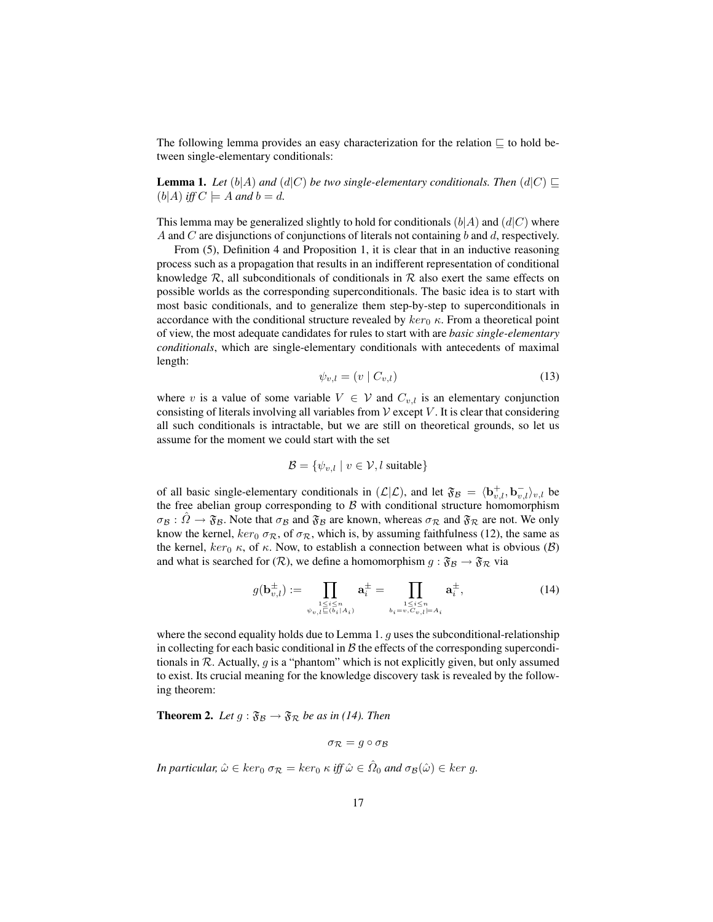The following lemma provides an easy characterization for the relation $\sqsubseteq$ to hold between single-elementary conditionals:

**Lemma 1.** *Let $(b|A)$ and $(d|C)$ be two single-elementary conditionals. Then $(d|C) \sqsubseteq (b|A)$ iff $C \models A$ and $b = d$.*

This lemma may be generalized slightly to hold for conditionals $(b|A)$ and $(d|C)$ where $A$ and $C$ are disjunctions of conjunctions of literals not containing $b$ and $d$, respectively.

From (5), Definition 4 and Proposition 1, it is clear that in an inductive reasoning process such as a propagation that results in an indifferent representation of conditional knowledge $\mathcal{R}$, all subconditionals of conditionals in $\mathcal{R}$ also exert the same effects on possible worlds as the corresponding superconditionals. The basic idea is to start with most basic conditionals, and to generalize them step-by-step to superconditionals in accordance with the conditional structure revealed by $ker_0\ \kappa$. From a theoretical point of view, the most adequate candidates for rules to start with are *basic single-elementary conditionals*, which are single-elementary conditionals with antecedents of maximal length:

$$\psi_{v,l} = (v \mid C_{v,l}) \tag{13}$$

where $v$ is a value of some variable $V \in \mathcal{V}$ and $C_{v,l}$ is an elementary conjunction consisting of literals involving all variables from $\mathcal{V}$ except $V$. It is clear that considering all such conditionals is intractable, but we are still on theoretical grounds, so let us assume for the moment we could start with the set

$$\mathcal{B} = \{\psi_{v,l} \mid v \in \mathcal{V}, l \text{ suitable}\}$$

of all basic single-elementary conditionals in $(\mathcal{L}|\mathcal{L})$, and let $\mathfrak{F}_\mathcal{B} = \langle \mathbf{b}_{v,l}^+, \mathbf{b}_{v,l}^- \rangle_{v,l}$ be the free abelian group corresponding to $\mathcal{B}$ with conditional structure homomorphism $\sigma_\mathcal{B} : \hat{\Omega} \to \mathfrak{F}_\mathcal{B}$. Note that $\sigma_\mathcal{B}$ and $\mathfrak{F}_\mathcal{B}$ are known, whereas $\sigma_\mathcal{R}$ and $\mathfrak{F}_\mathcal{R}$ are not. We only know the kernel, $ker_0\ \sigma_\mathcal{R}$, of $\sigma_\mathcal{R}$, which is, by assuming faithfulness (12), the same as the kernel, $ker_0\ \kappa$, of $\kappa$. Now, to establish a connection between what is obvious ($\mathcal{B}$) and what is searched for ($\mathcal{R}$), we define a homomorphism $g : \mathfrak{F}_\mathcal{B} \to \mathfrak{F}_\mathcal{R}$ via

$$g(\mathbf{b}_{v,l}^{\pm}) := \prod_{\substack{1 \leq i \leq n \\ \psi_{v,l} \sqsubseteq (b_i|A_i)}} \mathbf{a}_i^{\pm} = \prod_{\substack{1 \leq i \leq n \\ b_i = v, C_{v,l} \models A_i}} \mathbf{a}_i^{\pm}, \tag{14}$$

where the second equality holds due to Lemma 1. $g$ uses the subconditional-relationship in collecting for each basic conditional in $\mathcal{B}$ the effects of the corresponding superconditionals in $\mathcal{R}$. Actually, $g$ is a "phantom" which is not explicitly given, but only assumed to exist. Its crucial meaning for the knowledge discovery task is revealed by the following theorem:

**Theorem 2.** *Let $g : \mathfrak{F}_\mathcal{B} \to \mathfrak{F}_\mathcal{R}$ be as in (14). Then*

$$\sigma_\mathcal{R} = g \circ \sigma_\mathcal{B}$$

*In particular, $\hat{\omega} \in ker_0\ \sigma_\mathcal{R} = ker_0\ \kappa$ iff $\hat{\omega} \in \hat{\Omega}_0$ and $\sigma_\mathcal{B}(\hat{\omega}) \in ker\ g$.*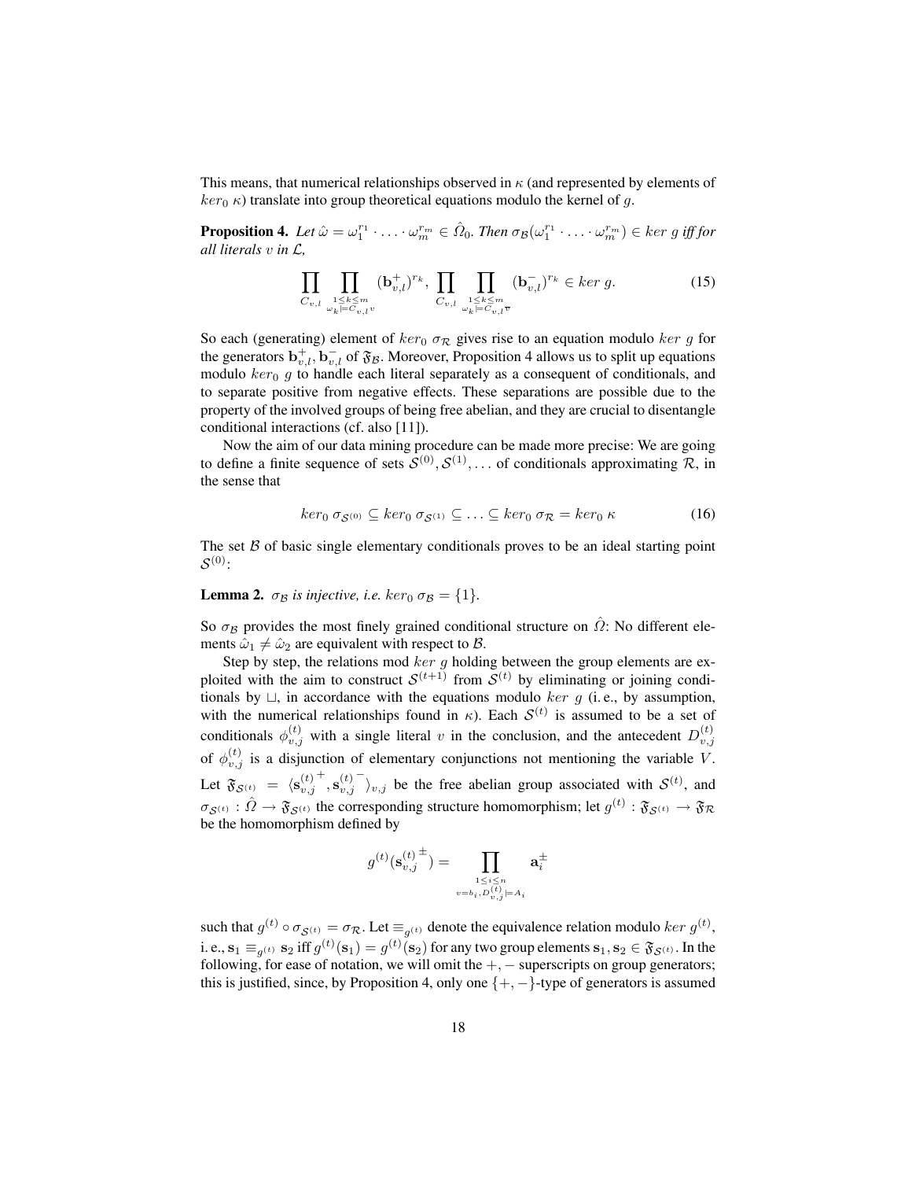This means, that numerical relationships observed in $\kappa$ (and represented by elements of $ker_0\ \kappa$) translate into group theoretical equations modulo the kernel of $g$.

**Proposition 4.** *Let $\hat{\omega} = \omega_1^{r_1} \cdot \ldots \cdot \omega_m^{r_m} \in \hat{\Omega}_0$. Then $\sigma_{\mathcal{B}}(\omega_1^{r_1} \cdot \ldots \cdot \omega_m^{r_m}) \in ker\ g$ iff for all literals $v$ in $\mathcal{L}$,*

$$\prod_{C_{v,l}} \prod_{\substack{1 \le k \le m \\ \omega_k \models C_{v,l} v}} (\mathbf{b}_{v,l}^+)^{r_k}, \ \prod_{C_{v,l}} \prod_{\substack{1 \le k \le m \\ \omega_k \models C_{v,l} \overline{v}}} (\mathbf{b}_{v,l}^-)^{r_k} \in ker\ g. \tag{15}$$

So each (generating) element of $ker_0\ \sigma_{\mathcal{R}}$ gives rise to an equation modulo $ker\ g$ for the generators $\mathbf{b}_{v,l}^+, \mathbf{b}_{v,l}^-$ of $\mathfrak{F}_{\mathcal{B}}$. Moreover, Proposition 4 allows us to split up equations modulo $ker_0\ g$ to handle each literal separately as a consequent of conditionals, and to separate positive from negative effects. These separations are possible due to the property of the involved groups of being free abelian, and they are crucial to disentangle conditional interactions (cf. also [11]).

Now the aim of our data mining procedure can be made more precise: We are going to define a finite sequence of sets $\mathcal{S}^{(0)}, \mathcal{S}^{(1)}, \ldots$ of conditionals approximating $\mathcal{R}$, in the sense that

$$ker_0\ \sigma_{\mathcal{S}^{(0)}} \subseteq ker_0\ \sigma_{\mathcal{S}^{(1)}} \subseteq \ldots \subseteq ker_0\ \sigma_{\mathcal{R}} = ker_0\ \kappa \tag{16}$$

The set $\mathcal{B}$ of basic single elementary conditionals proves to be an ideal starting point $\mathcal{S}^{(0)}$:

**Lemma 2.** *$\sigma_{\mathcal{B}}$ is injective, i.e. $ker_0\ \sigma_{\mathcal{B}} = \{1\}$.*

So $\sigma_{\mathcal{B}}$ provides the most finely grained conditional structure on $\hat{\Omega}$: No different elements $\hat{\omega}_1 \neq \hat{\omega}_2$ are equivalent with respect to $\mathcal{B}$.

Step by step, the relations mod $ker\ g$ holding between the group elements are exploited with the aim to construct $\mathcal{S}^{(t+1)}$ from $\mathcal{S}^{(t)}$ by eliminating or joining conditionals by $\sqcup$, in accordance with the equations modulo $ker\ g$ (i. e., by assumption, with the numerical relationships found in $\kappa$). Each $\mathcal{S}^{(t)}$ is assumed to be a set of conditionals $\phi_{v,j}^{(t)}$ with a single literal $v$ in the conclusion, and the antecedent $D_{v,j}^{(t)}$ of $\phi_{v,j}^{(t)}$ is a disjunction of elementary conjunctions not mentioning the variable $V$. Let $\mathfrak{F}_{\mathcal{S}^{(t)}} = \langle \mathbf{s}_{v,j}^{(t)+}, \mathbf{s}_{v,j}^{(t)-} \rangle_{v,j}$ be the free abelian group associated with $\mathcal{S}^{(t)}$, and $\sigma_{\mathcal{S}^{(t)}} : \hat{\Omega} \to \mathfrak{F}_{\mathcal{S}^{(t)}}$ the corresponding structure homomorphism; let $g^{(t)} : \mathfrak{F}_{\mathcal{S}^{(t)}} \to \mathfrak{F}_{\mathcal{R}}$ be the homomorphism defined by

$$g^{(t)}(\mathbf{s}_{v,j}^{(t)\pm}) = \prod_{\substack{1 \le i \le n \\ v = b_i, D_{v,j}^{(t)} \models A_i}} \mathbf{a}_i^{\pm}$$

such that $g^{(t)} \circ \sigma_{\mathcal{S}^{(t)}} = \sigma_{\mathcal{R}}$. Let $\equiv_{g^{(t)}}$ denote the equivalence relation modulo $ker\ g^{(t)}$, i. e., $\mathbf{s}_1 \equiv_{g^{(t)}} \mathbf{s}_2$ iff $g^{(t)}(\mathbf{s}_1) = g^{(t)}(\mathbf{s}_2)$ for any two group elements $\mathbf{s}_1, \mathbf{s}_2 \in \mathfrak{F}_{\mathcal{S}^{(t)}}$. In the following, for ease of notation, we will omit the $+, -$ superscripts on group generators; this is justified, since, by Proposition 4, only one $\{+, -\}$-type of generators is assumed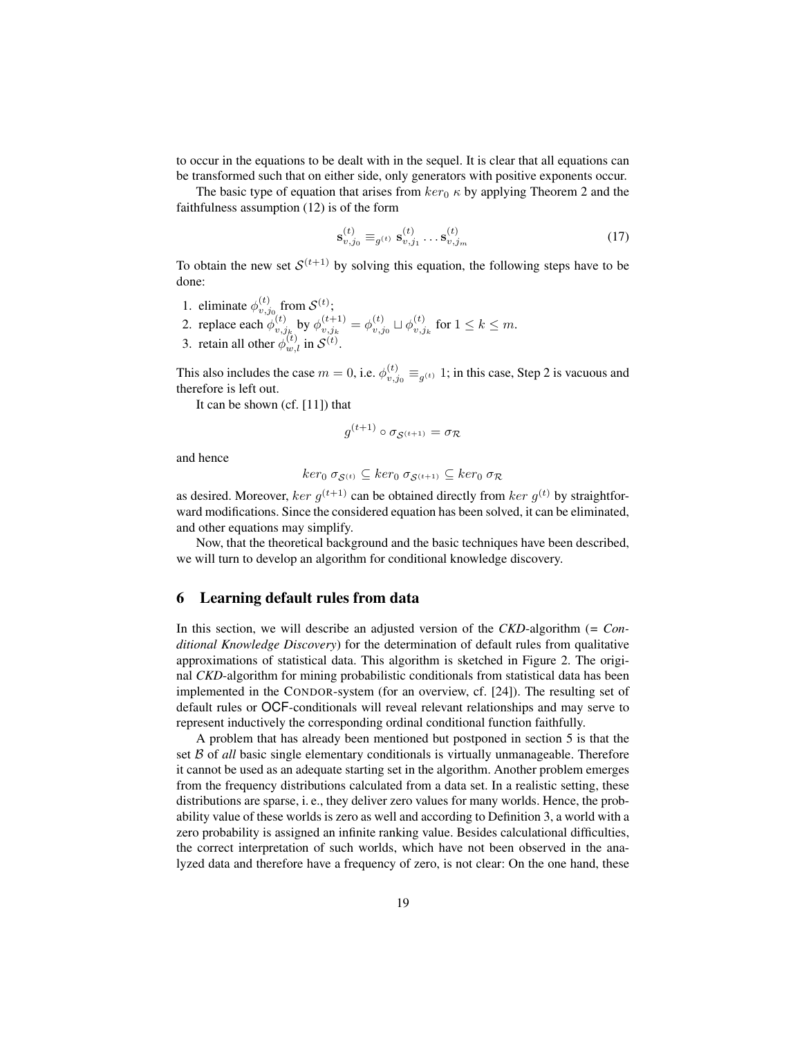to occur in the equations to be dealt with in the sequel. It is clear that all equations can be transformed such that on either side, only generators with positive exponents occur.

The basic type of equation that arises from $ker_0\ \kappa$ by applying Theorem 2 and the faithfulness assumption (12) is of the form

$$\mathbf{s}_{v,j_0}^{(t)} \equiv_{g^{(t)}} \mathbf{s}_{v,j_1}^{(t)} \ldots \mathbf{s}_{v,j_m}^{(t)} \tag{17}$$

To obtain the new set $\mathcal{S}^{(t+1)}$ by solving this equation, the following steps have to be done:

1. eliminate $\phi_{v,j_0}^{(t)}$ from $\mathcal{S}^{(t)}$;
2. replace each $\phi_{v,j_k}^{(t)}$ by $\phi_{v,j_k}^{(t+1)} = \phi_{v,j_0}^{(t)} \sqcup \phi_{v,j_k}^{(t)}$ for $1 \leq k \leq m$.
3. retain all other $\phi_{w,l}^{(t)}$ in $\mathcal{S}^{(t)}$.

This also includes the case $m = 0$, i.e. $\phi_{v,j_0}^{(t)} \equiv_{g^{(t)}} 1$; in this case, Step 2 is vacuous and therefore is left out.

It can be shown (cf. [11]) that

$$g^{(t+1)} \circ \sigma_{\mathcal{S}^{(t+1)}} = \sigma_{\mathcal{R}}$$

and hence

$$ker_0\ \sigma_{\mathcal{S}^{(t)}} \subseteq ker_0\ \sigma_{\mathcal{S}^{(t+1)}} \subseteq ker_0\ \sigma_{\mathcal{R}}$$

as desired. Moreover, $ker\ g^{(t+1)}$ can be obtained directly from $ker\ g^{(t)}$ by straightforward modifications. Since the considered equation has been solved, it can be eliminated, and other equations may simplify.

Now, that the theoretical background and the basic techniques have been described, we will turn to develop an algorithm for conditional knowledge discovery.

## 6 Learning default rules from data

In this section, we will describe an adjusted version of the *CKD*-algorithm (= *Conditional Knowledge Discovery*) for the determination of default rules from qualitative approximations of statistical data. This algorithm is sketched in Figure 2. The original *CKD*-algorithm for mining probabilistic conditionals from statistical data has been implemented in the CONDOR-system (for an overview, cf. [24]). The resulting set of default rules or OCF-conditionals will reveal relevant relationships and may serve to represent inductively the corresponding ordinal conditional function faithfully.

A problem that has already been mentioned but postponed in section 5 is that the set $\mathcal{B}$ of *all* basic single elementary conditionals is virtually unmanageable. Therefore it cannot be used as an adequate starting set in the algorithm. Another problem emerges from the frequency distributions calculated from a data set. In a realistic setting, these distributions are sparse, i. e., they deliver zero values for many worlds. Hence, the probability value of these worlds is zero as well and according to Definition 3, a world with a zero probability is assigned an infinite ranking value. Besides calculational difficulties, the correct interpretation of such worlds, which have not been observed in the analyzed data and therefore have a frequency of zero, is not clear: On the one hand, these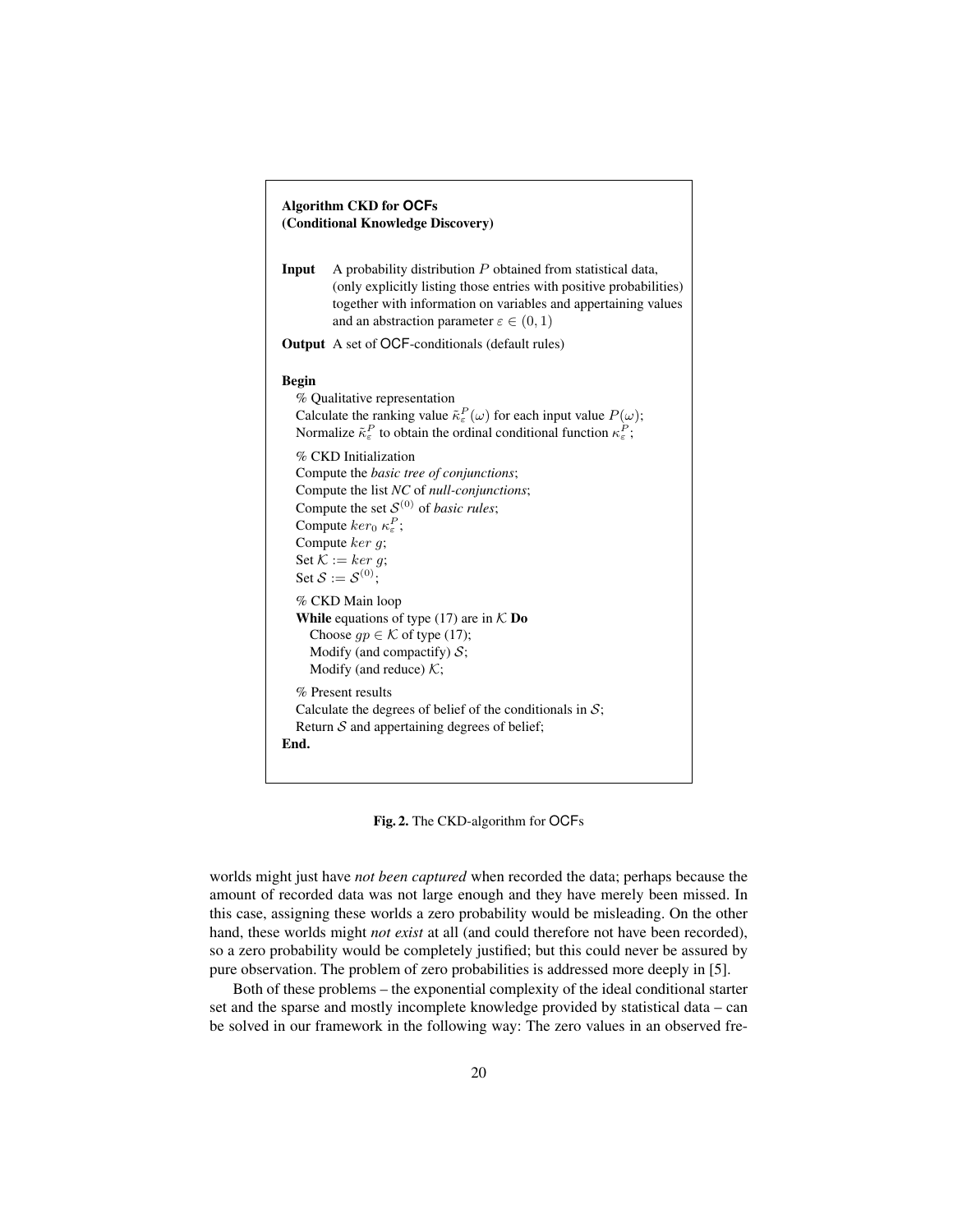**Algorithm CKD for OCFs**
**(Conditional Knowledge Discovery)**

**Input** A probability distribution $P$ obtained from statistical data, (only explicitly listing those entries with positive probabilities) together with information on variables and appertaining values and an abstraction parameter $\varepsilon \in (0, 1)$

**Output** A set of OCF-conditionals (default rules)

**Begin**

% Qualitative representation
Calculate the ranking value $\tilde{\kappa}_{\varepsilon}^{P}(\omega)$ for each input value $P(\omega)$;
Normalize $\tilde{\kappa}_{\varepsilon}^{P}$ to obtain the ordinal conditional function $\kappa_{\varepsilon}^{P}$;

% CKD Initialization
Compute the *basic tree of conjunctions*;
Compute the list *NC* of *null-conjunctions*;
Compute the set $\mathcal{S}^{(0)}$ of *basic rules*;
Compute $ker_0\ \kappa_{\varepsilon}^{P}$;
Compute $ker\ g$;
Set $\mathcal{K} := ker\ g$;
Set $\mathcal{S} := \mathcal{S}^{(0)}$;

% CKD Main loop
**While** equations of type (17) are in $\mathcal{K}$ **Do**
  Choose $gp \in \mathcal{K}$ of type (17);
  Modify (and compactify) $\mathcal{S}$;
  Modify (and reduce) $\mathcal{K}$;

% Present results
Calculate the degrees of belief of the conditionals in $\mathcal{S}$;
Return $\mathcal{S}$ and appertaining degrees of belief;

**End.**

**Fig. 2.** The CKD-algorithm for OCFs

worlds might just have *not been captured* when recorded the data; perhaps because the amount of recorded data was not large enough and they have merely been missed. In this case, assigning these worlds a zero probability would be misleading. On the other hand, these worlds might *not exist* at all (and could therefore not have been recorded), so a zero probability would be completely justified; but this could never be assured by pure observation. The problem of zero probabilities is addressed more deeply in [5].

Both of these problems – the exponential complexity of the ideal conditional starter set and the sparse and mostly incomplete knowledge provided by statistical data – can be solved in our framework in the following way: The zero values in an observed fre-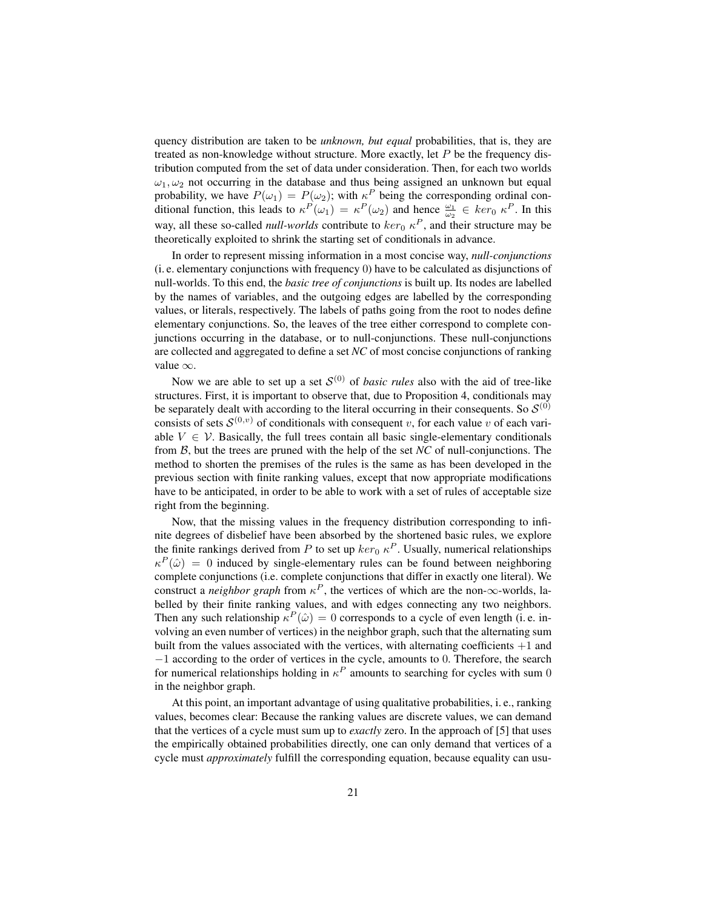quency distribution are taken to be *unknown, but equal* probabilities, that is, they are treated as non-knowledge without structure. More exactly, let $P$ be the frequency distribution computed from the set of data under consideration. Then, for each two worlds $\omega_1, \omega_2$ not occurring in the database and thus being assigned an unknown but equal probability, we have $P(\omega_1) = P(\omega_2)$; with $\kappa^P$ being the corresponding ordinal conditional function, this leads to $\kappa^P(\omega_1) = \kappa^P(\omega_2)$ and hence $\frac{\omega_1}{\omega_2} \in ker_0\ \kappa^P$. In this way, all these so-called *null-worlds* contribute to $ker_0\ \kappa^P$, and their structure may be theoretically exploited to shrink the starting set of conditionals in advance.

In order to represent missing information in a most concise way, *null-conjunctions* (i. e. elementary conjunctions with frequency 0) have to be calculated as disjunctions of null-worlds. To this end, the *basic tree of conjunctions* is built up. Its nodes are labelled by the names of variables, and the outgoing edges are labelled by the corresponding values, or literals, respectively. The labels of paths going from the root to nodes define elementary conjunctions. So, the leaves of the tree either correspond to complete conjunctions occurring in the database, or to null-conjunctions. These null-conjunctions are collected and aggregated to define a set *NC* of most concise conjunctions of ranking value $\infty$.

Now we are able to set up a set $\mathcal{S}^{(0)}$ of *basic rules* also with the aid of tree-like structures. First, it is important to observe that, due to Proposition 4, conditionals may be separately dealt with according to the literal occurring in their consequents. So $\mathcal{S}^{(0)}$ consists of sets $\mathcal{S}^{(0,v)}$ of conditionals with consequent $v$, for each value $v$ of each variable $V \in \mathcal{V}$. Basically, the full trees contain all basic single-elementary conditionals from $\mathcal{B}$, but the trees are pruned with the help of the set *NC* of null-conjunctions. The method to shorten the premises of the rules is the same as has been developed in the previous section with finite ranking values, except that now appropriate modifications have to be anticipated, in order to be able to work with a set of rules of acceptable size right from the beginning.

Now, that the missing values in the frequency distribution corresponding to infinite degrees of disbelief have been absorbed by the shortened basic rules, we explore the finite rankings derived from $P$ to set up $ker_0\ \kappa^P$. Usually, numerical relationships $\kappa^P(\hat{\omega}) = 0$ induced by single-elementary rules can be found between neighboring complete conjunctions (i.e. complete conjunctions that differ in exactly one literal). We construct a *neighbor graph* from $\kappa^P$, the vertices of which are the non-$\infty$-worlds, labelled by their finite ranking values, and with edges connecting any two neighbors. Then any such relationship $\kappa^P(\hat{\omega}) = 0$ corresponds to a cycle of even length (i. e. involving an even number of vertices) in the neighbor graph, such that the alternating sum built from the values associated with the vertices, with alternating coefficients $+1$ and $-1$ according to the order of vertices in the cycle, amounts to 0. Therefore, the search for numerical relationships holding in $\kappa^P$ amounts to searching for cycles with sum 0 in the neighbor graph.

At this point, an important advantage of using qualitative probabilities, i. e., ranking values, becomes clear: Because the ranking values are discrete values, we can demand that the vertices of a cycle must sum up to *exactly* zero. In the approach of [5] that uses the empirically obtained probabilities directly, one can only demand that vertices of a cycle must *approximately* fulfill the corresponding equation, because equality can usu-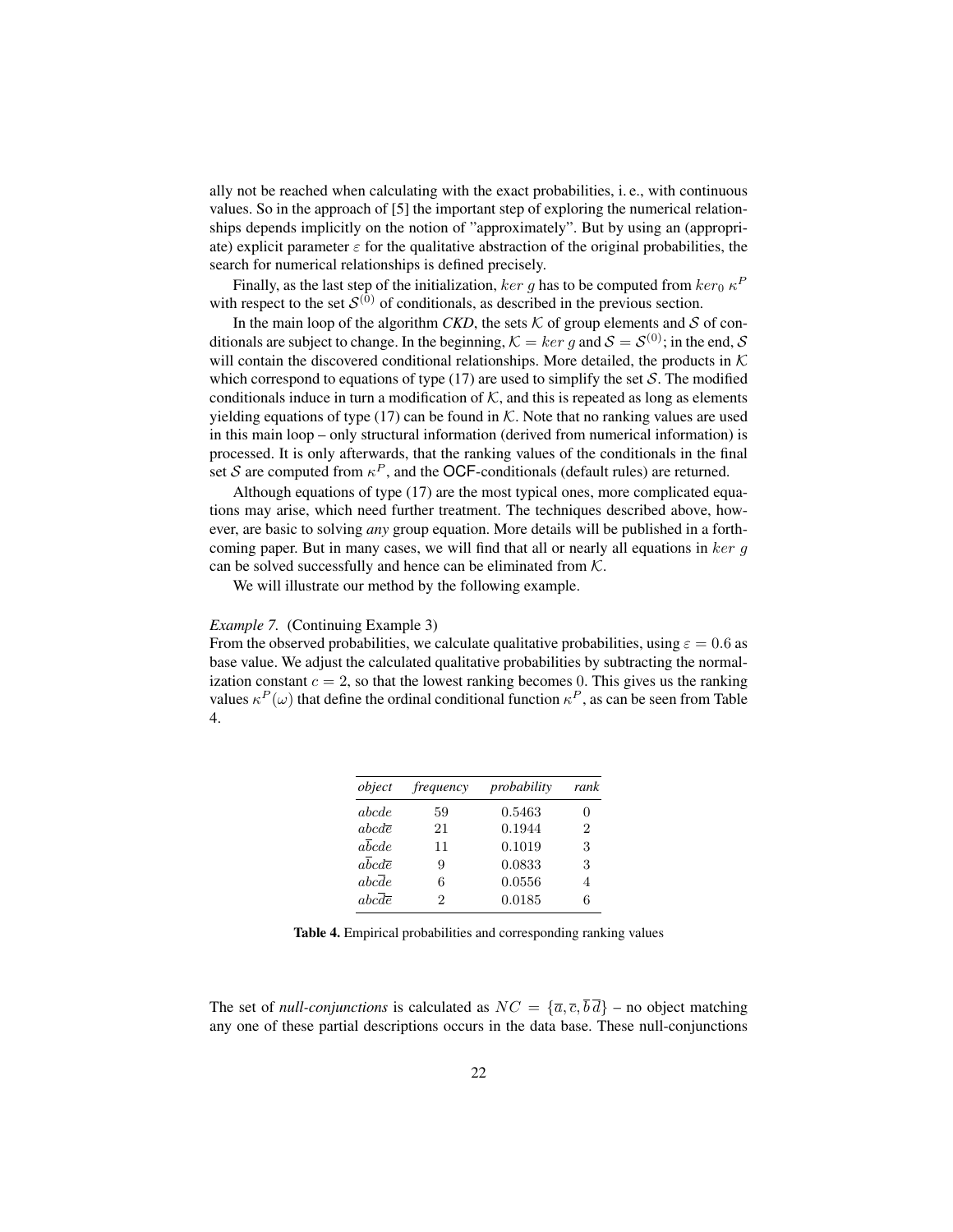ally not be reached when calculating with the exact probabilities, i. e., with continuous values. So in the approach of [5] the important step of exploring the numerical relationships depends implicitly on the notion of "approximately". But by using an (appropriate) explicit parameter $\varepsilon$ for the qualitative abstraction of the original probabilities, the search for numerical relationships is defined precisely.

Finally, as the last step of the initialization, $ker\ g$ has to be computed from $ker_0\ \kappa^P$ with respect to the set $\mathcal{S}^{(0)}$ of conditionals, as described in the previous section.

In the main loop of the algorithm *CKD*, the sets $\mathcal{K}$ of group elements and $\mathcal{S}$ of conditionals are subject to change. In the beginning, $\mathcal{K} = ker\ g$ and $\mathcal{S} = \mathcal{S}^{(0)}$; in the end, $\mathcal{S}$ will contain the discovered conditional relationships. More detailed, the products in $\mathcal{K}$ which correspond to equations of type (17) are used to simplify the set $\mathcal{S}$. The modified conditionals induce in turn a modification of $\mathcal{K}$, and this is repeated as long as elements yielding equations of type (17) can be found in $\mathcal{K}$. Note that no ranking values are used in this main loop – only structural information (derived from numerical information) is processed. It is only afterwards, that the ranking values of the conditionals in the final set $\mathcal{S}$ are computed from $\kappa^P$, and the OCF-conditionals (default rules) are returned.

Although equations of type (17) are the most typical ones, more complicated equations may arise, which need further treatment. The techniques described above, however, are basic to solving *any* group equation. More details will be published in a forthcoming paper. But in many cases, we will find that all or nearly all equations in $ker\ g$ can be solved successfully and hence can be eliminated from $\mathcal{K}$.

We will illustrate our method by the following example.

*Example 7.* (Continuing Example 3)
From the observed probabilities, we calculate qualitative probabilities, using $\varepsilon = 0.6$ as base value. We adjust the calculated qualitative probabilities by subtracting the normalization constant $c = 2$, so that the lowest ranking becomes 0. This gives us the ranking values $\kappa^P(\omega)$ that define the ordinal conditional function $\kappa^P$, as can be seen from Table 4.

| *object* | *frequency* | *probability* | *rank* |
|---|---|---|---|
| $abcde$ | 59 | 0.5463 | 0 |
| $abcd\overline{e}$ | 21 | 0.1944 | 2 |
| $a\overline{b}cde$ | 11 | 0.1019 | 3 |
| $a\overline{b}cd\overline{e}$ | 9 | 0.0833 | 3 |
| $abc\overline{d}e$ | 6 | 0.0556 | 4 |
| $abc\overline{d}\overline{e}$ | 2 | 0.0185 | 6 |

**Table 4.** Empirical probabilities and corresponding ranking values

The set of *null-conjunctions* is calculated as $NC = \{\overline{a}, \overline{c}, \overline{b}\,\overline{d}\}$ – no object matching any one of these partial descriptions occurs in the data base. These null-conjunctions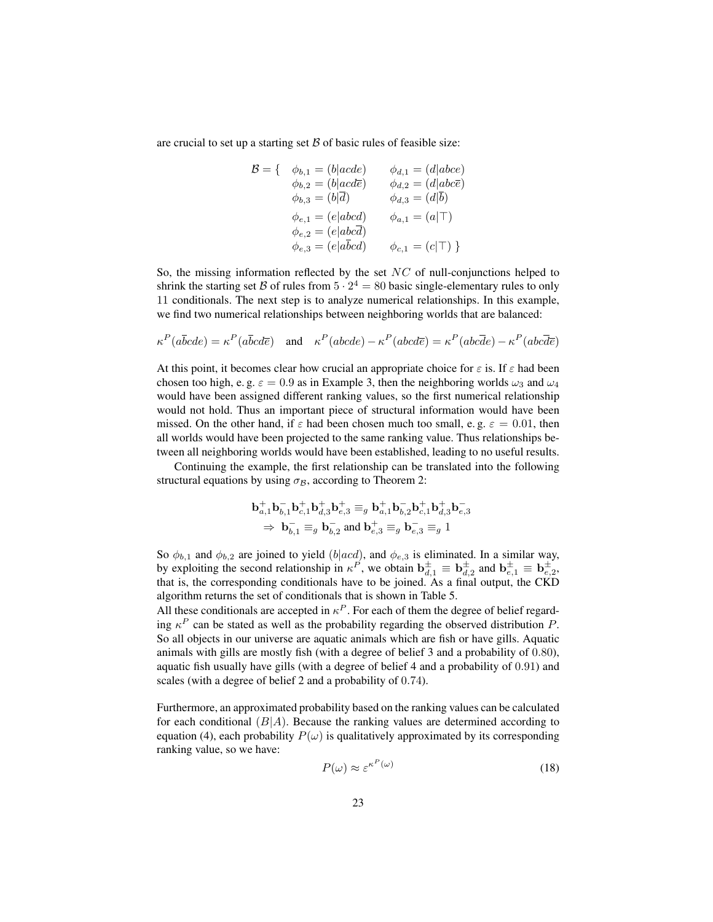are crucial to set up a starting set $\mathcal{B}$ of basic rules of feasible size:

$$
\begin{array}{lll}
\mathcal{B} = \{ & \phi_{b,1} = (b|acde) & \phi_{d,1} = (d|abce) \\
& \phi_{b,2} = (b|acd\overline{e}) & \phi_{d,2} = (d|abc\overline{e}) \\
& \phi_{b,3} = (b|\overline{d}) & \phi_{d,3} = (d|\overline{b}) \\
& \phi_{e,1} = (e|abcd) & \phi_{a,1} = (a|\top) \\
& \phi_{e,2} = (e|abc\overline{d}) & \\
& \phi_{e,3} = (e|a\overline{b}cd) & \phi_{c,1} = (c|\top) \ \}
\end{array}
$$

So, the missing information reflected by the set $NC$ of null-conjunctions helped to shrink the starting set $\mathcal{B}$ of rules from $5 \cdot 2^4 = 80$ basic single-elementary rules to only 11 conditionals. The next step is to analyze numerical relationships. In this example, we find two numerical relationships between neighboring worlds that are balanced:

$$\kappa^P(a\overline{b}cde) = \kappa^P(a\overline{b}cd\overline{e}) \quad \text{and} \quad \kappa^P(abcde) - \kappa^P(abcd\overline{e}) = \kappa^P(abc\overline{d}e) - \kappa^P(abc\overline{d}\overline{e})$$

At this point, it becomes clear how crucial an appropriate choice for $\varepsilon$ is. If $\varepsilon$ had been chosen too high, e. g. $\varepsilon = 0.9$ as in Example 3, then the neighboring worlds $\omega_3$ and $\omega_4$ would have been assigned different ranking values, so the first numerical relationship would not hold. Thus an important piece of structural information would have been missed. On the other hand, if $\varepsilon$ had been chosen much too small, e. g. $\varepsilon = 0.01$, then all worlds would have been projected to the same ranking value. Thus relationships between all neighboring worlds would have been established, leading to no useful results.

Continuing the example, the first relationship can be translated into the following structural equations by using $\sigma_{\mathcal{B}}$, according to Theorem 2:

$$
\begin{gathered}
\mathbf{b}^+_{a,1}\mathbf{b}^-_{b,1}\mathbf{b}^+_{c,1}\mathbf{b}^+_{d,3}\mathbf{b}^+_{e,3} \equiv_g \mathbf{b}^+_{a,1}\mathbf{b}^-_{b,2}\mathbf{b}^+_{c,1}\mathbf{b}^+_{d,3}\mathbf{b}^-_{e,3} \\
\Rightarrow \ \mathbf{b}^-_{b,1} \equiv_g \mathbf{b}^-_{b,2} \text{ and } \mathbf{b}^+_{e,3} \equiv_g \mathbf{b}^-_{e,3} \equiv_g 1
\end{gathered}
$$

So $\phi_{b,1}$ and $\phi_{b,2}$ are joined to yield $(b|acd)$, and $\phi_{e,3}$ is eliminated. In a similar way, by exploiting the second relationship in $\kappa^P$, we obtain $\mathbf{b}^{\pm}_{d,1} \equiv \mathbf{b}^{\pm}_{d,2}$ and $\mathbf{b}^{\pm}_{e,1} \equiv \mathbf{b}^{\pm}_{e,2}$, that is, the corresponding conditionals have to be joined. As a final output, the CKD algorithm returns the set of conditionals that is shown in Table 5.

All these conditionals are accepted in $\kappa^P$. For each of them the degree of belief regarding $\kappa^P$ can be stated as well as the probability regarding the observed distribution $P$. So all objects in our universe are aquatic animals which are fish or have gills. Aquatic animals with gills are mostly fish (with a degree of belief 3 and a probability of 0.80), aquatic fish usually have gills (with a degree of belief 4 and a probability of 0.91) and scales (with a degree of belief 2 and a probability of 0.74).

Furthermore, an approximated probability based on the ranking values can be calculated for each conditional $(B|A)$. Because the ranking values are determined according to equation (4), each probability $P(\omega)$ is qualitatively approximated by its corresponding ranking value, so we have:

$$P(\omega) \approx \varepsilon^{\kappa^P(\omega)} \tag{18}$$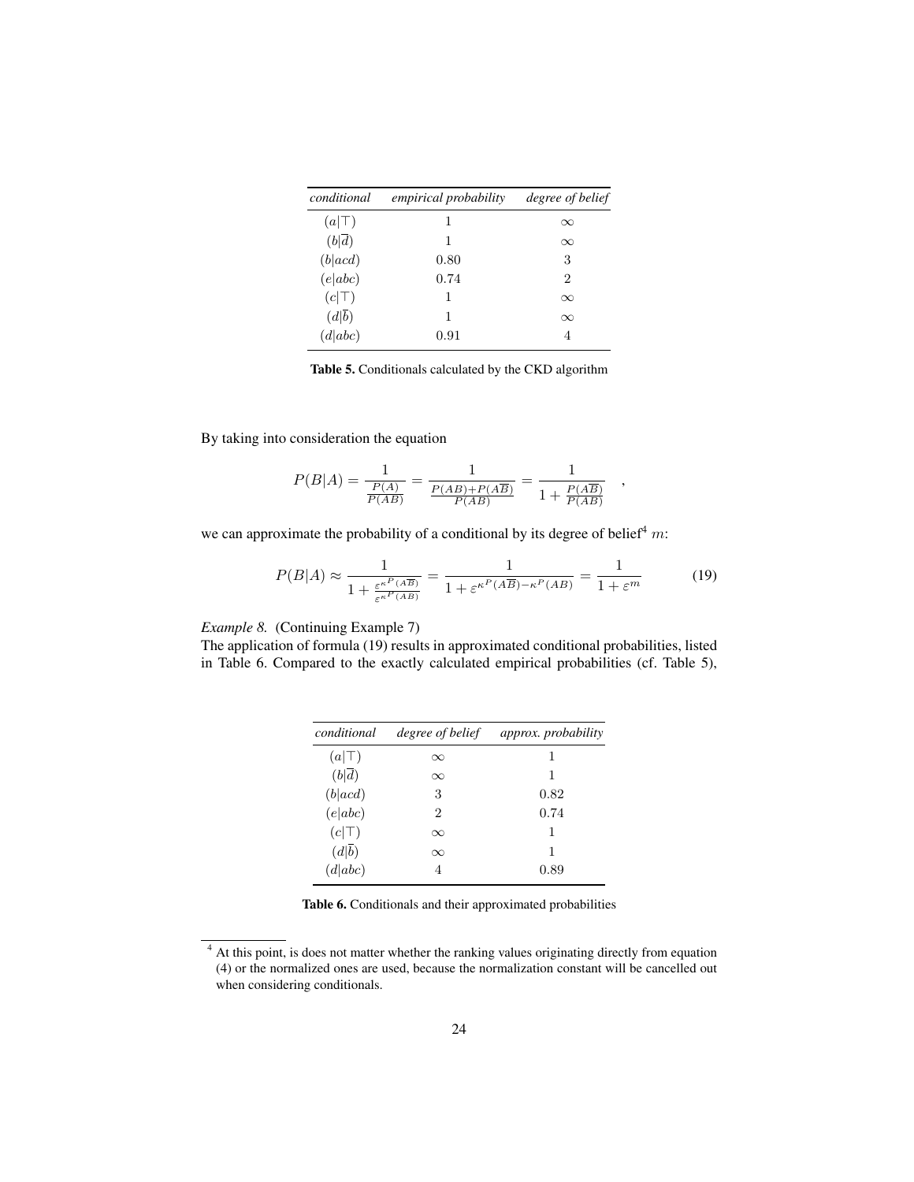| *conditional* | *empirical probability* | *degree of belief* |
|---|---|---|
| $(a\|\top)$ | 1 | $\infty$ |
| $(b\|\overline{d})$ | 1 | $\infty$ |
| $(b\|acd)$ | 0.80 | 3 |
| $(e\|abc)$ | 0.74 | 2 |
| $(c\|\top)$ | 1 | $\infty$ |
| $(d\|\overline{b})$ | 1 | $\infty$ |
| $(d\|abc)$ | 0.91 | 4 |

**Table 5.** Conditionals calculated by the CKD algorithm

By taking into consideration the equation

$$P(B|A) = \frac{1}{\frac{P(A)}{P(AB)}} = \frac{1}{\frac{P(AB)+P(A\overline{B})}{P(AB)}} = \frac{1}{1 + \frac{P(A\overline{B})}{P(AB)}} \quad ,$$

we can approximate the probability of a conditional by its degree of belief[4] $m$:

$$P(B|A) \approx \frac{1}{1 + \frac{\varepsilon^{\kappa^P(A\overline{B})}}{\varepsilon^{\kappa^P(AB)}}} = \frac{1}{1 + \varepsilon^{\kappa^P(A\overline{B}) - \kappa^P(AB)}} = \frac{1}{1 + \varepsilon^m} \tag{19}$$

*Example 8.* (Continuing Example 7)
The application of formula (19) results in approximated conditional probabilities, listed in Table 6. Compared to the exactly calculated empirical probabilities (cf. Table 5),

| *conditional* | *degree of belief* | *approx. probability* |
|---|---|---|
| $(a\|\top)$ | $\infty$ | 1 |
| $(b\|\overline{d})$ | $\infty$ | 1 |
| $(b\|acd)$ | 3 | 0.82 |
| $(e\|abc)$ | 2 | 0.74 |
| $(c\|\top)$ | $\infty$ | 1 |
| $(d\|\overline{b})$ | $\infty$ | 1 |
| $(d\|abc)$ | 4 | 0.89 |

**Table 6.** Conditionals and their approximated probabilities

[4] At this point, is does not matter whether the ranking values originating directly from equation (4) or the normalized ones are used, because the normalization constant will be cancelled out when considering conditionals.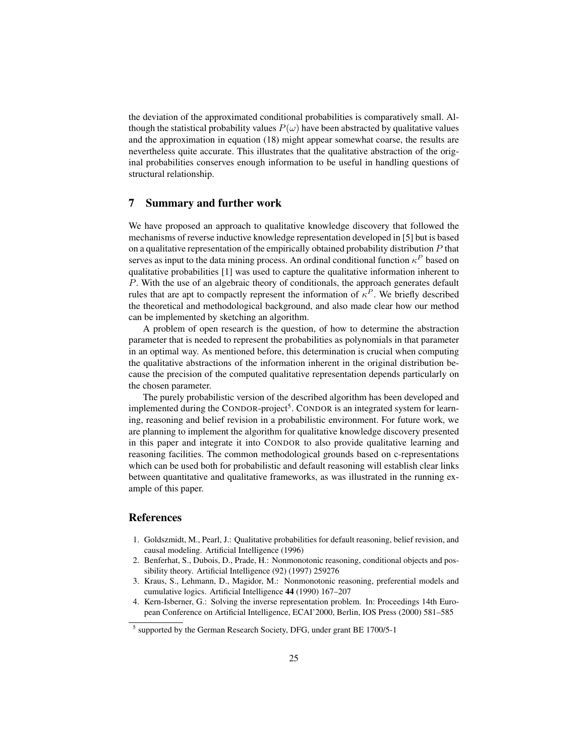the deviation of the approximated conditional probabilities is comparatively small. Although the statistical probability values $P(\omega)$ have been abstracted by qualitative values and the approximation in equation (18) might appear somewhat coarse, the results are nevertheless quite accurate. This illustrates that the qualitative abstraction of the original probabilities conserves enough information to be useful in handling questions of structural relationship.

## 7 Summary and further work

We have proposed an approach to qualitative knowledge discovery that followed the mechanisms of reverse inductive knowledge representation developed in [5] but is based on a qualitative representation of the empirically obtained probability distribution $P$ that serves as input to the data mining process. An ordinal conditional function $\kappa^P$ based on qualitative probabilities [1] was used to capture the qualitative information inherent to $P$. With the use of an algebraic theory of conditionals, the approach generates default rules that are apt to compactly represent the information of $\kappa^P$. We briefly described the theoretical and methodological background, and also made clear how our method can be implemented by sketching an algorithm.

A problem of open research is the question, of how to determine the abstraction parameter that is needed to represent the probabilities as polynomials in that parameter in an optimal way. As mentioned before, this determination is crucial when computing the qualitative abstractions of the information inherent in the original distribution because the precision of the computed qualitative representation depends particularly on the chosen parameter.

The purely probabilistic version of the described algorithm has been developed and implemented during the CONDOR-project[5]. CONDOR is an integrated system for learning, reasoning and belief revision in a probabilistic environment. For future work, we are planning to implement the algorithm for qualitative knowledge discovery presented in this paper and integrate it into CONDOR to also provide qualitative learning and reasoning facilities. The common methodological grounds based on c-representations which can be used both for probabilistic and default reasoning will establish clear links between quantitative and qualitative frameworks, as was illustrated in the running example of this paper.

## References

1. Goldszmidt, M., Pearl, J.: Qualitative probabilities for default reasoning, belief revision, and causal modeling. Artificial Intelligence (1996)
2. Benferhat, S., Dubois, D., Prade, H.: Nonmonotonic reasoning, conditional objects and possibility theory. Artificial Intelligence (92) (1997) 259276
3. Kraus, S., Lehmann, D., Magidor, M.: Nonmonotonic reasoning, preferential models and cumulative logics. Artificial Intelligence **44** (1990) 167–207
4. Kern-Isberner, G.: Solving the inverse representation problem. In: Proceedings 14th European Conference on Artificial Intelligence, ECAI'2000, Berlin, IOS Press (2000) 581–585

[5] supported by the German Research Society, DFG, under grant BE 1700/5-1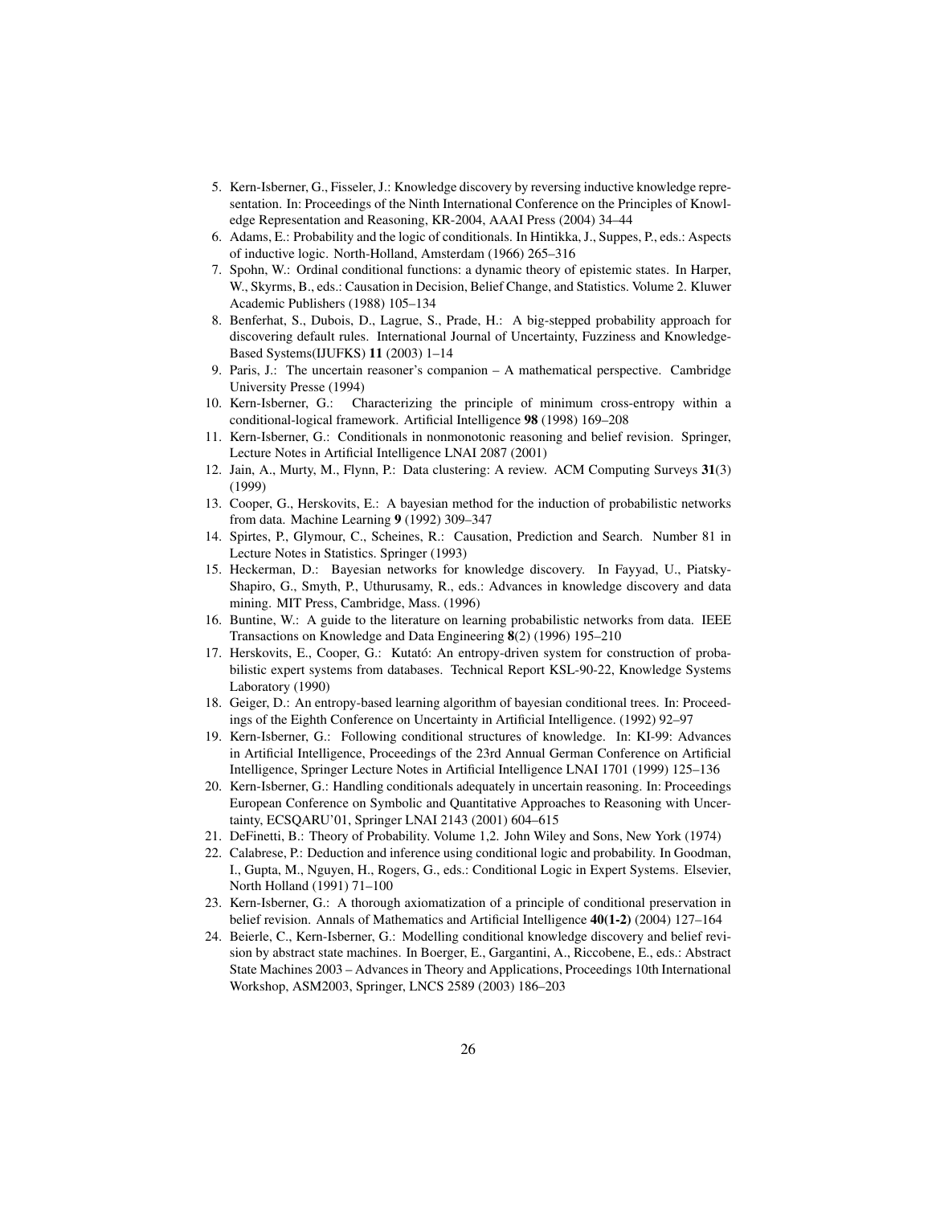5. Kern-Isberner, G., Fisseler, J.: Knowledge discovery by reversing inductive knowledge representation. In: Proceedings of the Ninth International Conference on the Principles of Knowledge Representation and Reasoning, KR-2004, AAAI Press (2004) 34–44
6. Adams, E.: Probability and the logic of conditionals. In Hintikka, J., Suppes, P., eds.: Aspects of inductive logic. North-Holland, Amsterdam (1966) 265–316
7. Spohn, W.: Ordinal conditional functions: a dynamic theory of epistemic states. In Harper, W., Skyrms, B., eds.: Causation in Decision, Belief Change, and Statistics. Volume 2. Kluwer Academic Publishers (1988) 105–134
8. Benferhat, S., Dubois, D., Lagrue, S., Prade, H.: A big-stepped probability approach for discovering default rules. International Journal of Uncertainty, Fuzziness and Knowledge-Based Systems(IJUFKS) **11** (2003) 1–14
9. Paris, J.: The uncertain reasoner's companion – A mathematical perspective. Cambridge University Presse (1994)
10. Kern-Isberner, G.: Characterizing the principle of minimum cross-entropy within a conditional-logical framework. Artificial Intelligence **98** (1998) 169–208
11. Kern-Isberner, G.: Conditionals in nonmonotonic reasoning and belief revision. Springer, Lecture Notes in Artificial Intelligence LNAI 2087 (2001)
12. Jain, A., Murty, M., Flynn, P.: Data clustering: A review. ACM Computing Surveys **31**(3) (1999)
13. Cooper, G., Herskovits, E.: A bayesian method for the induction of probabilistic networks from data. Machine Learning **9** (1992) 309–347
14. Spirtes, P., Glymour, C., Scheines, R.: Causation, Prediction and Search. Number 81 in Lecture Notes in Statistics. Springer (1993)
15. Heckerman, D.: Bayesian networks for knowledge discovery. In Fayyad, U., Piatsky-Shapiro, G., Smyth, P., Uthurusamy, R., eds.: Advances in knowledge discovery and data mining. MIT Press, Cambridge, Mass. (1996)
16. Buntine, W.: A guide to the literature on learning probabilistic networks from data. IEEE Transactions on Knowledge and Data Engineering **8**(2) (1996) 195–210
17. Herskovits, E., Cooper, G.: Kutató: An entropy-driven system for construction of probabilistic expert systems from databases. Technical Report KSL-90-22, Knowledge Systems Laboratory (1990)
18. Geiger, D.: An entropy-based learning algorithm of bayesian conditional trees. In: Proceedings of the Eighth Conference on Uncertainty in Artificial Intelligence. (1992) 92–97
19. Kern-Isberner, G.: Following conditional structures of knowledge. In: KI-99: Advances in Artificial Intelligence, Proceedings of the 23rd Annual German Conference on Artificial Intelligence, Springer Lecture Notes in Artificial Intelligence LNAI 1701 (1999) 125–136
20. Kern-Isberner, G.: Handling conditionals adequately in uncertain reasoning. In: Proceedings European Conference on Symbolic and Quantitative Approaches to Reasoning with Uncertainty, ECSQARU'01, Springer LNAI 2143 (2001) 604–615
21. DeFinetti, B.: Theory of Probability. Volume 1,2. John Wiley and Sons, New York (1974)
22. Calabrese, P.: Deduction and inference using conditional logic and probability. In Goodman, I., Gupta, M., Nguyen, H., Rogers, G., eds.: Conditional Logic in Expert Systems. Elsevier, North Holland (1991) 71–100
23. Kern-Isberner, G.: A thorough axiomatization of a principle of conditional preservation in belief revision. Annals of Mathematics and Artificial Intelligence **40(1-2)** (2004) 127–164
24. Beierle, C., Kern-Isberner, G.: Modelling conditional knowledge discovery and belief revision by abstract state machines. In Boerger, E., Gargantini, A., Riccobene, E., eds.: Abstract State Machines 2003 – Advances in Theory and Applications, Proceedings 10th International Workshop, ASM2003, Springer, LNCS 2589 (2003) 186–203